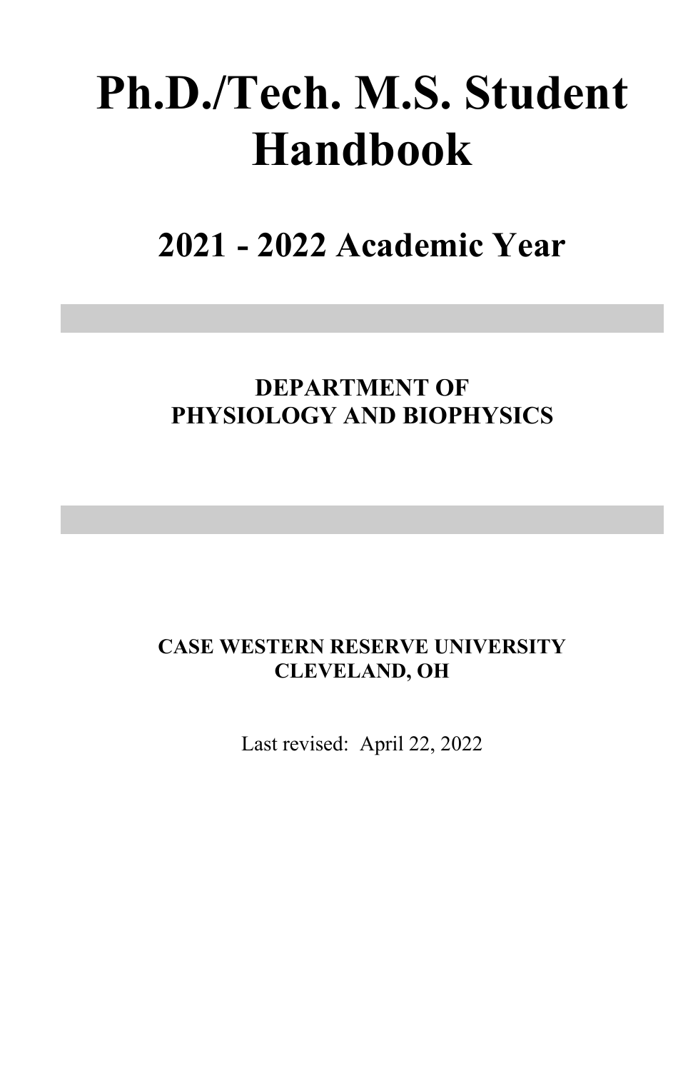# Ph.D./Tech. M.S. Student Handbook

## 2021 - 2022 Academic Year

**DEPARTMENT OF**
**PHYSIOLOGY AND BIOPHYSICS**

**CASE WESTERN RESERVE UNIVERSITY**
**CLEVELAND, OH**

Last revised: April 22, 2022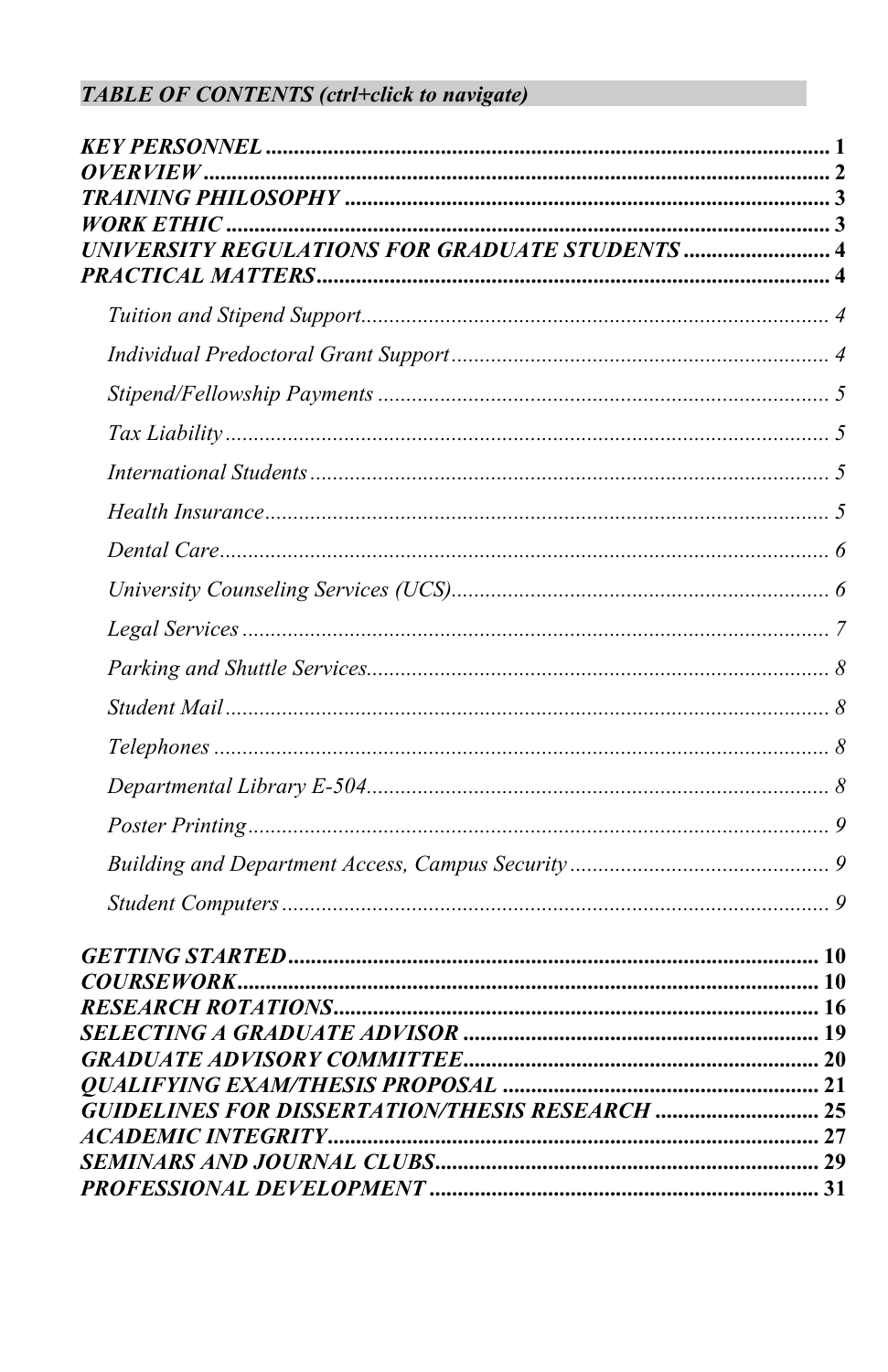***TABLE OF CONTENTS (ctrl+click to navigate)***

***KEY PERSONNEL*** ..................................................................................................... **1**
***OVERVIEW*** .............................................................................................................. **2**
***TRAINING PHILOSOPHY*** ...................................................................................... **3**
***WORK ETHIC*** .......................................................................................................... **3**
***UNIVERSITY REGULATIONS FOR GRADUATE STUDENTS*** ........................... **4**
***PRACTICAL MATTERS*** .......................................................................................... **4**

- *Tuition and Stipend Support* ................................................................................... *4*
- *Individual Predoctoral Grant Support* .................................................................... *4*
- *Stipend/Fellowship Payments* ................................................................................ *5*
- *Tax Liability* ............................................................................................................ *5*
- *International Students* ............................................................................................ *5*
- *Health Insurance* ..................................................................................................... *5*
- *Dental Care* ............................................................................................................. *6*
- *University Counseling Services (UCS)* .................................................................... *6*
- *Legal Services* ......................................................................................................... *7*
- *Parking and Shuttle Services* ................................................................................... *8*
- *Student Mail* ............................................................................................................ *8*
- *Telephones* .............................................................................................................. *8*
- *Departmental Library E-504* .................................................................................... *8*
- *Poster Printing* ........................................................................................................ *9*
- *Building and Department Access, Campus Security* ............................................... *9*
- *Student Computers* ................................................................................................. *9*

***GETTING STARTED*** .............................................................................................. **10**
***COURSEWORK*** ....................................................................................................... **10**
***RESEARCH ROTATIONS*** ...................................................................................... **16**
***SELECTING A GRADUATE ADVISOR*** ................................................................ **19**
***GRADUATE ADVISORY COMMITTEE*** ................................................................ **20**
***QUALIFYING EXAM/THESIS PROPOSAL*** ......................................................... **21**
***GUIDELINES FOR DISSERTATION/THESIS RESEARCH*** ................................ **25**
***ACADEMIC INTEGRITY*** ....................................................................................... **27**
***SEMINARS AND JOURNAL CLUBS*** .................................................................... **29**
***PROFESSIONAL DEVELOPMENT*** ...................................................................... **31**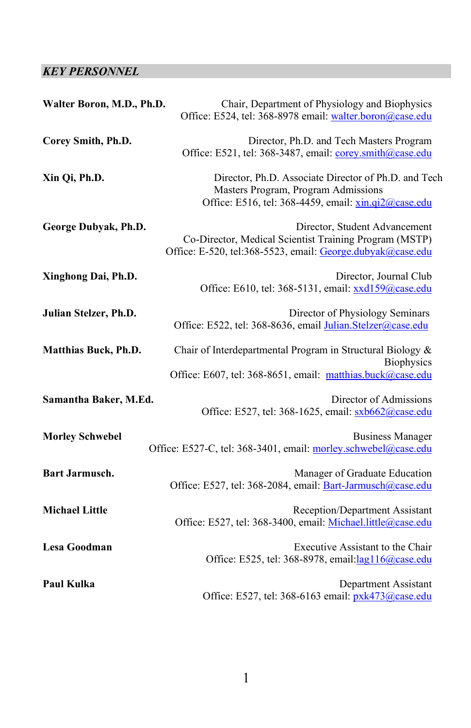## *KEY PERSONNEL*

**Walter Boron, M.D., Ph.D.**
Chair, Department of Physiology and Biophysics
Office: E524, tel: 368-8978 email: walter.boron@case.edu

**Corey Smith, Ph.D.**
Director, Ph.D. and Tech Masters Program
Office: E521, tel: 368-3487, email: corey.smith@case.edu

**Xin Qi, Ph.D.**
Director, Ph.D. Associate Director of Ph.D. and Tech Masters Program, Program Admissions
Office: E516, tel: 368-4459, email: xin.qi2@case.edu

**George Dubyak, Ph.D.**
Director, Student Advancement
Co-Director, Medical Scientist Training Program (MSTP)
Office: E-520, tel:368-5523, email: George.dubyak@case.edu

**Xinghong Dai, Ph.D.**
Director, Journal Club
Office: E610, tel: 368-5131, email: xxd159@case.edu

**Julian Stelzer, Ph.D.**
Director of Physiology Seminars
Office: E522, tel: 368-8636, email Julian.Stelzer@case.edu

**Matthias Buck, Ph.D.**
Chair of Interdepartmental Program in Structural Biology & Biophysics
Office: E607, tel: 368-8651, email: matthias.buck@case.edu

**Samantha Baker, M.Ed.**
Director of Admissions
Office: E527, tel: 368-1625, email: sxb662@case.edu

**Morley Schwebel**
Business Manager
Office: E527-C, tel: 368-3401, email: morley.schwebel@case.edu

**Bart Jarmusch.**
Manager of Graduate Education
Office: E527, tel: 368-2084, email: Bart-Jarmusch@case.edu

**Michael Little**
Reception/Department Assistant
Office: E527, tel: 368-3400, email: Michael.little@case.edu

**Lesa Goodman**
Executive Assistant to the Chair
Office: E525, tel: 368-8978, email:lag116@case.edu

**Paul Kulka**
Department Assistant
Office: E527, tel: 368-6163 email: pxk473@case.edu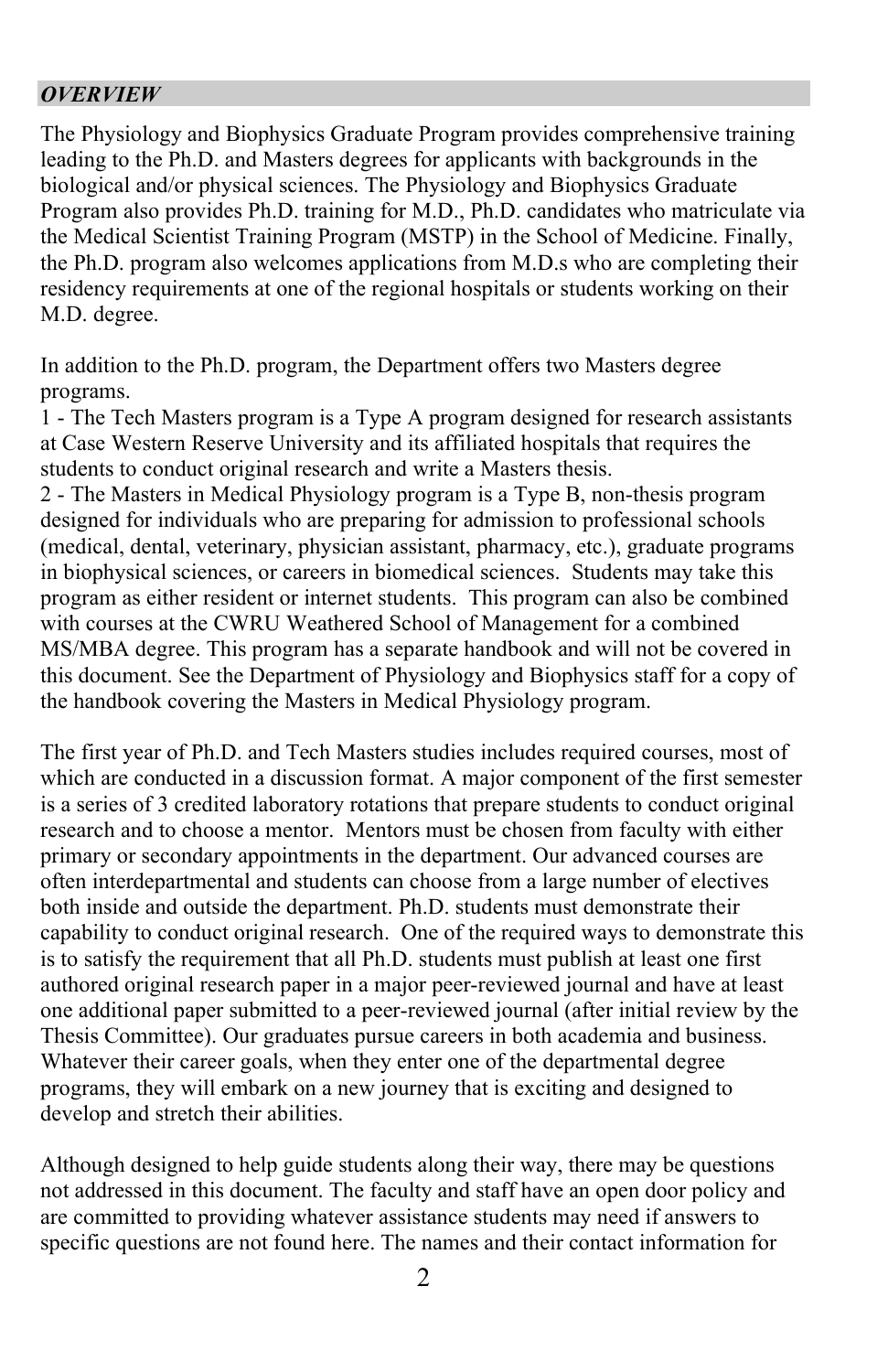## *OVERVIEW*

The Physiology and Biophysics Graduate Program provides comprehensive training leading to the Ph.D. and Masters degrees for applicants with backgrounds in the biological and/or physical sciences. The Physiology and Biophysics Graduate Program also provides Ph.D. training for M.D., Ph.D. candidates who matriculate via the Medical Scientist Training Program (MSTP) in the School of Medicine. Finally, the Ph.D. program also welcomes applications from M.D.s who are completing their residency requirements at one of the regional hospitals or students working on their M.D. degree.

In addition to the Ph.D. program, the Department offers two Masters degree programs.
1 - The Tech Masters program is a Type A program designed for research assistants at Case Western Reserve University and its affiliated hospitals that requires the students to conduct original research and write a Masters thesis.
2 - The Masters in Medical Physiology program is a Type B, non-thesis program designed for individuals who are preparing for admission to professional schools (medical, dental, veterinary, physician assistant, pharmacy, etc.), graduate programs in biophysical sciences, or careers in biomedical sciences. Students may take this program as either resident or internet students. This program can also be combined with courses at the CWRU Weathered School of Management for a combined MS/MBA degree. This program has a separate handbook and will not be covered in this document. See the Department of Physiology and Biophysics staff for a copy of the handbook covering the Masters in Medical Physiology program.

The first year of Ph.D. and Tech Masters studies includes required courses, most of which are conducted in a discussion format. A major component of the first semester is a series of 3 credited laboratory rotations that prepare students to conduct original research and to choose a mentor. Mentors must be chosen from faculty with either primary or secondary appointments in the department. Our advanced courses are often interdepartmental and students can choose from a large number of electives both inside and outside the department. Ph.D. students must demonstrate their capability to conduct original research. One of the required ways to demonstrate this is to satisfy the requirement that all Ph.D. students must publish at least one first authored original research paper in a major peer-reviewed journal and have at least one additional paper submitted to a peer-reviewed journal (after initial review by the Thesis Committee). Our graduates pursue careers in both academia and business. Whatever their career goals, when they enter one of the departmental degree programs, they will embark on a new journey that is exciting and designed to develop and stretch their abilities.

Although designed to help guide students along their way, there may be questions not addressed in this document. The faculty and staff have an open door policy and are committed to providing whatever assistance students may need if answers to specific questions are not found here. The names and their contact information for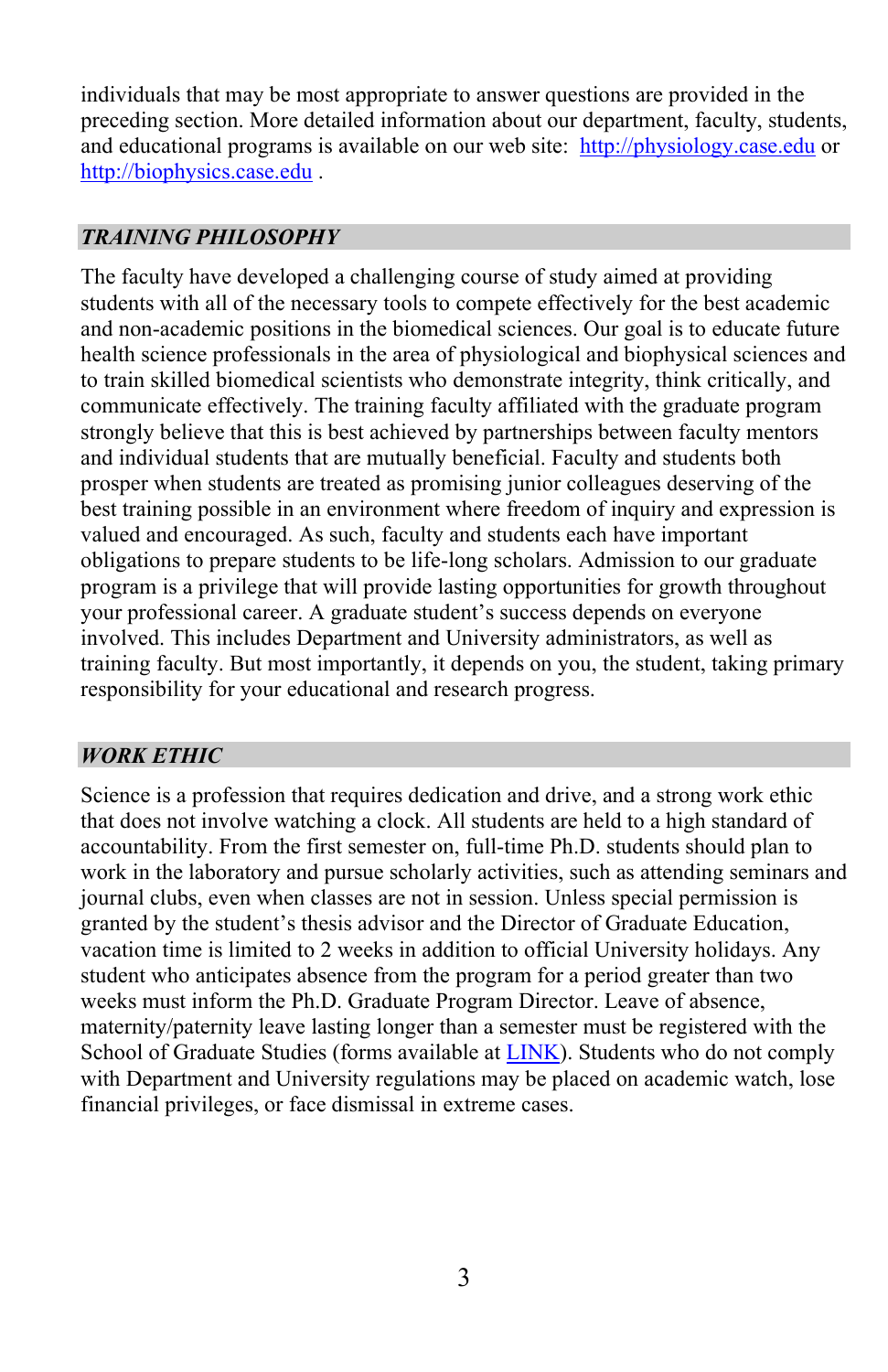individuals that may be most appropriate to answer questions are provided in the preceding section. More detailed information about our department, faculty, students, and educational programs is available on our web site: [http://physiology.case.edu](http://physiology.case.edu) or [http://biophysics.case.edu](http://biophysics.case.edu) .

## *TRAINING PHILOSOPHY*

The faculty have developed a challenging course of study aimed at providing students with all of the necessary tools to compete effectively for the best academic and non-academic positions in the biomedical sciences. Our goal is to educate future health science professionals in the area of physiological and biophysical sciences and to train skilled biomedical scientists who demonstrate integrity, think critically, and communicate effectively. The training faculty affiliated with the graduate program strongly believe that this is best achieved by partnerships between faculty mentors and individual students that are mutually beneficial. Faculty and students both prosper when students are treated as promising junior colleagues deserving of the best training possible in an environment where freedom of inquiry and expression is valued and encouraged. As such, faculty and students each have important obligations to prepare students to be life-long scholars. Admission to our graduate program is a privilege that will provide lasting opportunities for growth throughout your professional career. A graduate student's success depends on everyone involved. This includes Department and University administrators, as well as training faculty. But most importantly, it depends on you, the student, taking primary responsibility for your educational and research progress.

## *WORK ETHIC*

Science is a profession that requires dedication and drive, and a strong work ethic that does not involve watching a clock. All students are held to a high standard of accountability. From the first semester on, full-time Ph.D. students should plan to work in the laboratory and pursue scholarly activities, such as attending seminars and journal clubs, even when classes are not in session. Unless special permission is granted by the student's thesis advisor and the Director of Graduate Education, vacation time is limited to 2 weeks in addition to official University holidays. Any student who anticipates absence from the program for a period greater than two weeks must inform the Ph.D. Graduate Program Director. Leave of absence, maternity/paternity leave lasting longer than a semester must be registered with the School of Graduate Studies (forms available at LINK). Students who do not comply with Department and University regulations may be placed on academic watch, lose financial privileges, or face dismissal in extreme cases.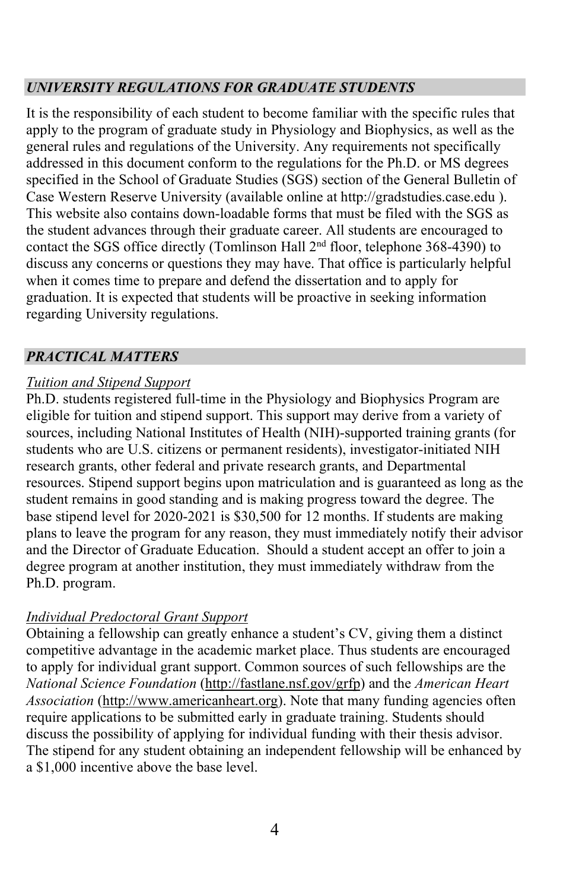## *UNIVERSITY REGULATIONS FOR GRADUATE STUDENTS*

It is the responsibility of each student to become familiar with the specific rules that apply to the program of graduate study in Physiology and Biophysics, as well as the general rules and regulations of the University. Any requirements not specifically addressed in this document conform to the regulations for the Ph.D. or MS degrees specified in the School of Graduate Studies (SGS) section of the General Bulletin of Case Western Reserve University (available online at http://gradstudies.case.edu ). This website also contains down-loadable forms that must be filed with the SGS as the student advances through their graduate career. All students are encouraged to contact the SGS office directly (Tomlinson Hall 2nd floor, telephone 368-4390) to discuss any concerns or questions they may have. That office is particularly helpful when it comes time to prepare and defend the dissertation and to apply for graduation. It is expected that students will be proactive in seeking information regarding University regulations.

## *PRACTICAL MATTERS*

### Tuition and Stipend Support

Ph.D. students registered full-time in the Physiology and Biophysics Program are eligible for tuition and stipend support. This support may derive from a variety of sources, including National Institutes of Health (NIH)-supported training grants (for students who are U.S. citizens or permanent residents), investigator-initiated NIH research grants, other federal and private research grants, and Departmental resources. Stipend support begins upon matriculation and is guaranteed as long as the student remains in good standing and is making progress toward the degree. The base stipend level for 2020-2021 is $30,500 for 12 months. If students are making plans to leave the program for any reason, they must immediately notify their advisor and the Director of Graduate Education. Should a student accept an offer to join a degree program at another institution, they must immediately withdraw from the Ph.D. program.

### Individual Predoctoral Grant Support

Obtaining a fellowship can greatly enhance a student's CV, giving them a distinct competitive advantage in the academic market place. Thus students are encouraged to apply for individual grant support. Common sources of such fellowships are the *National Science Foundation* (http://fastlane.nsf.gov/grfp) and the *American Heart Association* (http://www.americanheart.org). Note that many funding agencies often require applications to be submitted early in graduate training. Students should discuss the possibility of applying for individual funding with their thesis advisor. The stipend for any student obtaining an independent fellowship will be enhanced by a $1,000 incentive above the base level.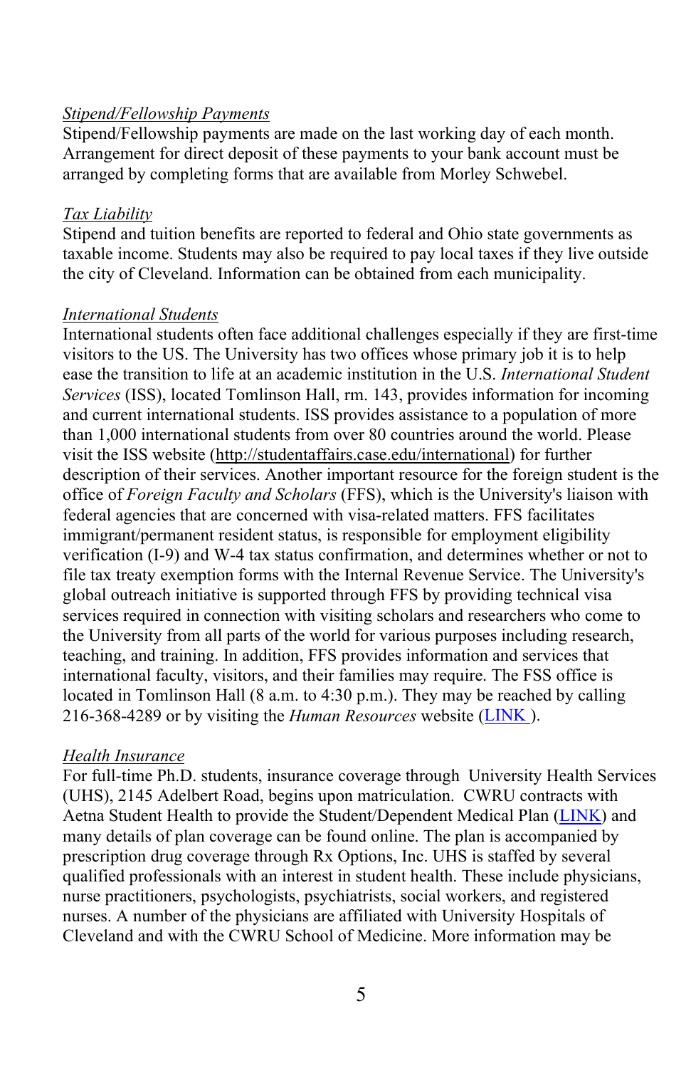*Stipend/Fellowship Payments*

Stipend/Fellowship payments are made on the last working day of each month. Arrangement for direct deposit of these payments to your bank account must be arranged by completing forms that are available from Morley Schwebel.

*Tax Liability*

Stipend and tuition benefits are reported to federal and Ohio state governments as taxable income. Students may also be required to pay local taxes if they live outside the city of Cleveland. Information can be obtained from each municipality.

*International Students*

International students often face additional challenges especially if they are first-time visitors to the US. The University has two offices whose primary job it is to help ease the transition to life at an academic institution in the U.S. *International Student Services* (ISS), located Tomlinson Hall, rm. 143, provides information for incoming and current international students. ISS provides assistance to a population of more than 1,000 international students from over 80 countries around the world. Please visit the ISS website (http://studentaffairs.case.edu/international) for further description of their services. Another important resource for the foreign student is the office of *Foreign Faculty and Scholars* (FFS), which is the University's liaison with federal agencies that are concerned with visa-related matters. FFS facilitates immigrant/permanent resident status, is responsible for employment eligibility verification (I-9) and W-4 tax status confirmation, and determines whether or not to file tax treaty exemption forms with the Internal Revenue Service. The University's global outreach initiative is supported through FFS by providing technical visa services required in connection with visiting scholars and researchers who come to the University from all parts of the world for various purposes including research, teaching, and training. In addition, FFS provides information and services that international faculty, visitors, and their families may require. The FSS office is located in Tomlinson Hall (8 a.m. to 4:30 p.m.). They may be reached by calling 216-368-4289 or by visiting the *Human Resources* website (LINK ).

*Health Insurance*

For full-time Ph.D. students, insurance coverage through University Health Services (UHS), 2145 Adelbert Road, begins upon matriculation. CWRU contracts with Aetna Student Health to provide the Student/Dependent Medical Plan (LINK) and many details of plan coverage can be found online. The plan is accompanied by prescription drug coverage through Rx Options, Inc. UHS is staffed by several qualified professionals with an interest in student health. These include physicians, nurse practitioners, psychologists, psychiatrists, social workers, and registered nurses. A number of the physicians are affiliated with University Hospitals of Cleveland and with the CWRU School of Medicine. More information may be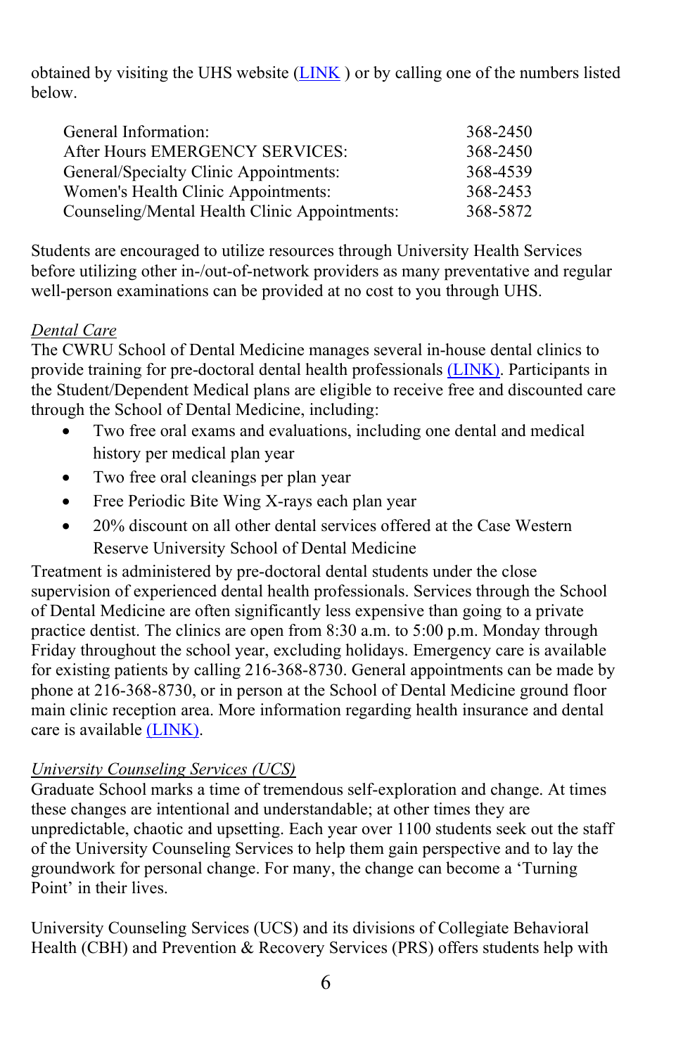obtained by visiting the UHS website (LINK ) or by calling one of the numbers listed below.

| | |
|---|---|
| General Information: | 368-2450 |
| After Hours EMERGENCY SERVICES: | 368-2450 |
| General/Specialty Clinic Appointments: | 368-4539 |
| Women's Health Clinic Appointments: | 368-2453 |
| Counseling/Mental Health Clinic Appointments: | 368-5872 |

Students are encouraged to utilize resources through University Health Services before utilizing other in-/out-of-network providers as many preventative and regular well-person examinations can be provided at no cost to you through UHS.

*Dental Care*

The CWRU School of Dental Medicine manages several in-house dental clinics to provide training for pre-doctoral dental health professionals (LINK). Participants in the Student/Dependent Medical plans are eligible to receive free and discounted care through the School of Dental Medicine, including:

- Two free oral exams and evaluations, including one dental and medical history per medical plan year
- Two free oral cleanings per plan year
- Free Periodic Bite Wing X-rays each plan year
- 20% discount on all other dental services offered at the Case Western Reserve University School of Dental Medicine

Treatment is administered by pre-doctoral dental students under the close supervision of experienced dental health professionals. Services through the School of Dental Medicine are often significantly less expensive than going to a private practice dentist. The clinics are open from 8:30 a.m. to 5:00 p.m. Monday through Friday throughout the school year, excluding holidays. Emergency care is available for existing patients by calling 216-368-8730. General appointments can be made by phone at 216-368-8730, or in person at the School of Dental Medicine ground floor main clinic reception area. More information regarding health insurance and dental care is available (LINK).

*University Counseling Services (UCS)*

Graduate School marks a time of tremendous self-exploration and change. At times these changes are intentional and understandable; at other times they are unpredictable, chaotic and upsetting. Each year over 1100 students seek out the staff of the University Counseling Services to help them gain perspective and to lay the groundwork for personal change. For many, the change can become a 'Turning Point' in their lives.

University Counseling Services (UCS) and its divisions of Collegiate Behavioral Health (CBH) and Prevention & Recovery Services (PRS) offers students help with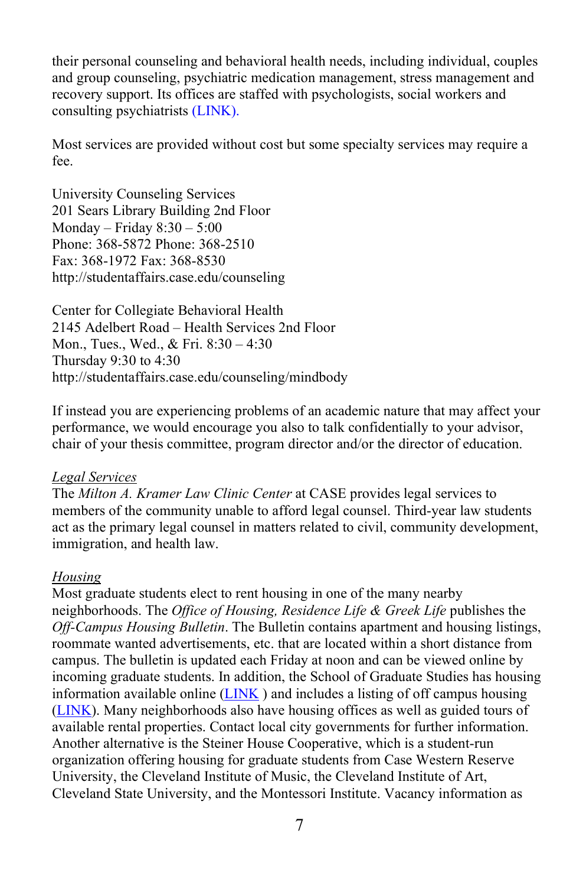their personal counseling and behavioral health needs, including individual, couples and group counseling, psychiatric medication management, stress management and recovery support. Its offices are staffed with psychologists, social workers and consulting psychiatrists (LINK).

Most services are provided without cost but some specialty services may require a fee.

University Counseling Services
201 Sears Library Building 2nd Floor
Monday – Friday 8:30 – 5:00
Phone: 368-5872 Phone: 368-2510
Fax: 368-1972 Fax: 368-8530
http://studentaffairs.case.edu/counseling

Center for Collegiate Behavioral Health
2145 Adelbert Road – Health Services 2nd Floor
Mon., Tues., Wed., & Fri. 8:30 – 4:30
Thursday 9:30 to 4:30
http://studentaffairs.case.edu/counseling/mindbody

If instead you are experiencing problems of an academic nature that may affect your performance, we would encourage you also to talk confidentially to your advisor, chair of your thesis committee, program director and/or the director of education.

*Legal Services*

The *Milton A. Kramer Law Clinic Center* at CASE provides legal services to members of the community unable to afford legal counsel. Third-year law students act as the primary legal counsel in matters related to civil, community development, immigration, and health law.

*Housing*

Most graduate students elect to rent housing in one of the many nearby neighborhoods. The *Office of Housing, Residence Life & Greek Life* publishes the *Off-Campus Housing Bulletin*. The Bulletin contains apartment and housing listings, roommate wanted advertisements, etc. that are located within a short distance from campus. The bulletin is updated each Friday at noon and can be viewed online by incoming graduate students. In addition, the School of Graduate Studies has housing information available online (LINK ) and includes a listing of off campus housing (LINK). Many neighborhoods also have housing offices as well as guided tours of available rental properties. Contact local city governments for further information. Another alternative is the Steiner House Cooperative, which is a student-run organization offering housing for graduate students from Case Western Reserve University, the Cleveland Institute of Music, the Cleveland Institute of Art, Cleveland State University, and the Montessori Institute. Vacancy information as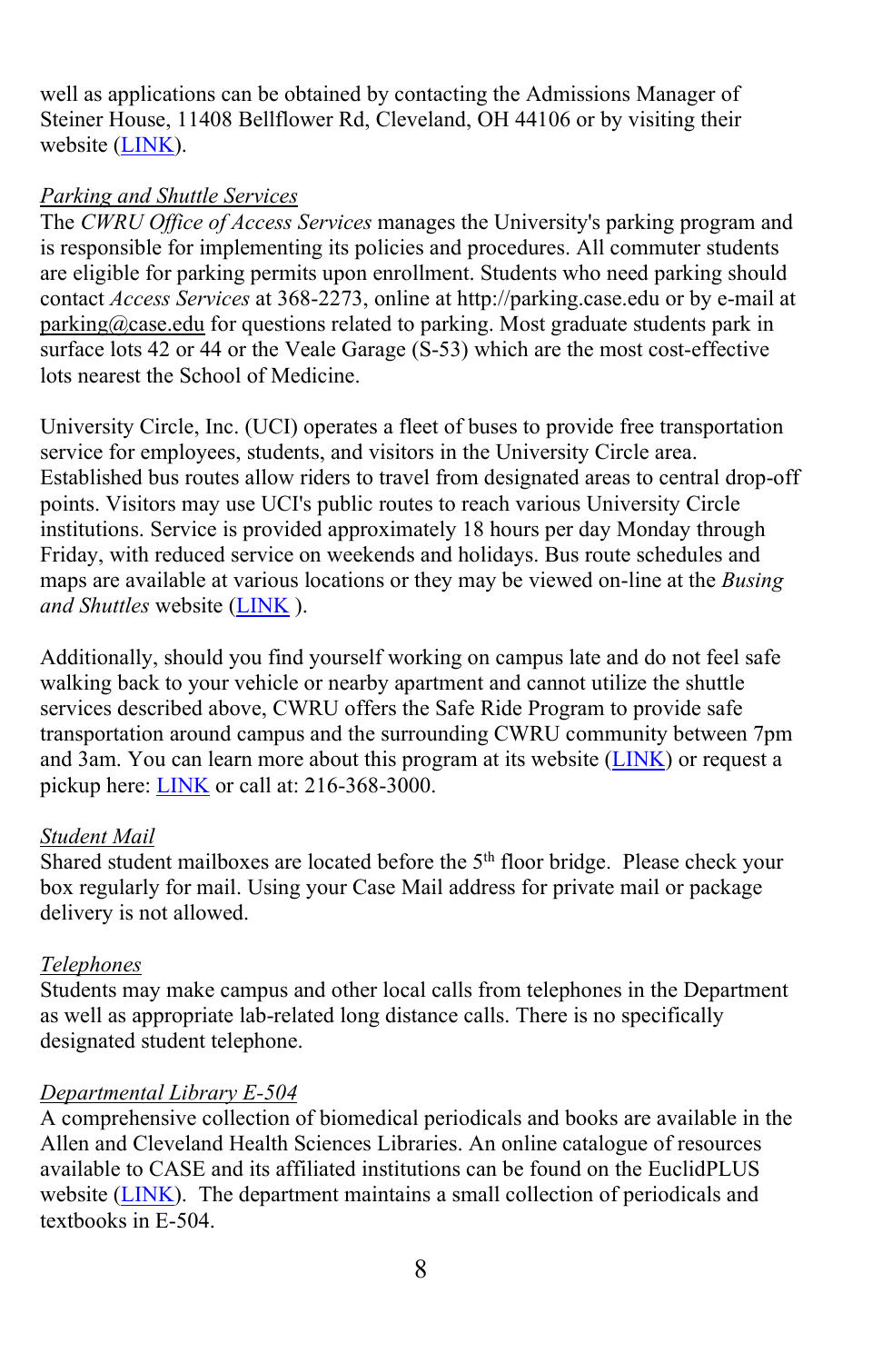well as applications can be obtained by contacting the Admissions Manager of Steiner House, 11408 Bellflower Rd, Cleveland, OH 44106 or by visiting their website (LINK).

*Parking and Shuttle Services*

The *CWRU Office of Access Services* manages the University's parking program and is responsible for implementing its policies and procedures. All commuter students are eligible for parking permits upon enrollment. Students who need parking should contact *Access Services* at 368-2273, online at http://parking.case.edu or by e-mail at parking@case.edu for questions related to parking. Most graduate students park in surface lots 42 or 44 or the Veale Garage (S-53) which are the most cost-effective lots nearest the School of Medicine.

University Circle, Inc. (UCI) operates a fleet of buses to provide free transportation service for employees, students, and visitors in the University Circle area. Established bus routes allow riders to travel from designated areas to central drop-off points. Visitors may use UCI's public routes to reach various University Circle institutions. Service is provided approximately 18 hours per day Monday through Friday, with reduced service on weekends and holidays. Bus route schedules and maps are available at various locations or they may be viewed on-line at the *Busing and Shuttles* website (LINK ).

Additionally, should you find yourself working on campus late and do not feel safe walking back to your vehicle or nearby apartment and cannot utilize the shuttle services described above, CWRU offers the Safe Ride Program to provide safe transportation around campus and the surrounding CWRU community between 7pm and 3am. You can learn more about this program at its website (LINK) or request a pickup here: LINK or call at: 216-368-3000.

*Student Mail*

Shared student mailboxes are located before the 5th floor bridge. Please check your box regularly for mail. Using your Case Mail address for private mail or package delivery is not allowed.

*Telephones*

Students may make campus and other local calls from telephones in the Department as well as appropriate lab-related long distance calls. There is no specifically designated student telephone.

*Departmental Library E-504*

A comprehensive collection of biomedical periodicals and books are available in the Allen and Cleveland Health Sciences Libraries. An online catalogue of resources available to CASE and its affiliated institutions can be found on the EuclidPLUS website (LINK). The department maintains a small collection of periodicals and textbooks in E-504.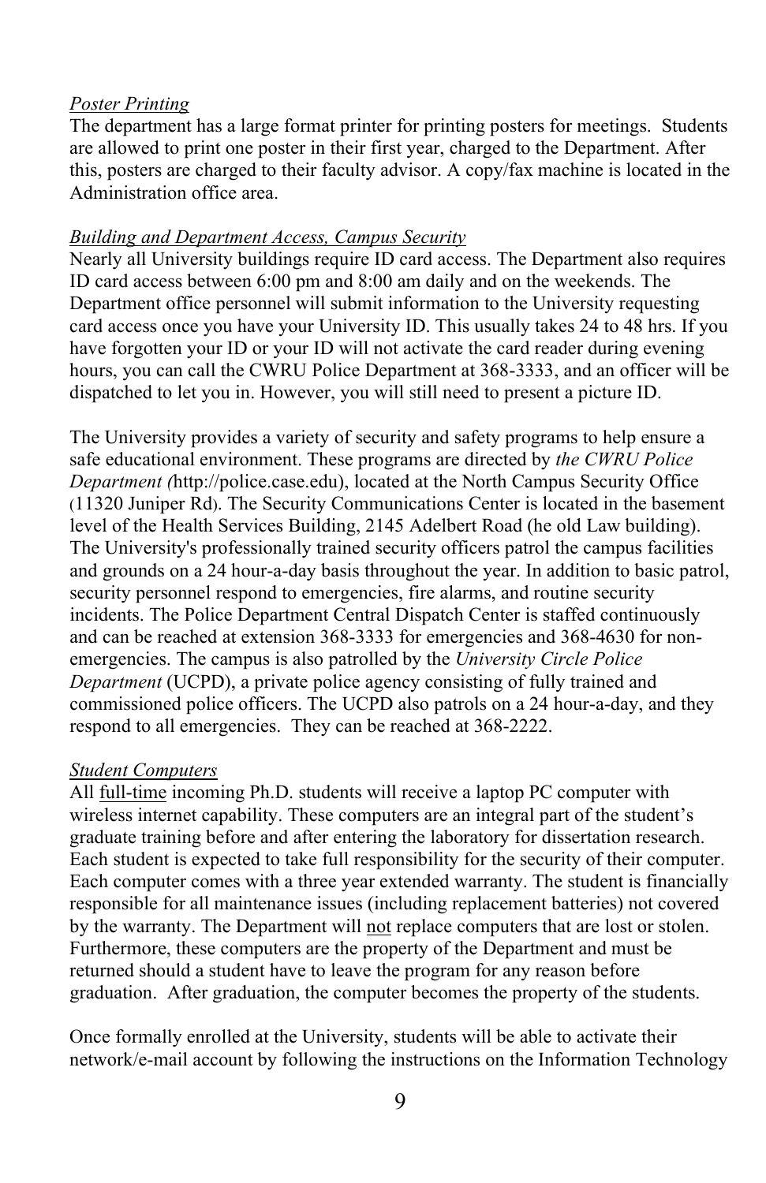*Poster Printing*

The department has a large format printer for printing posters for meetings.  Students are allowed to print one poster in their first year, charged to the Department. After this, posters are charged to their faculty advisor. A copy/fax machine is located in the Administration office area.

*Building and Department Access, Campus Security*

Nearly all University buildings require ID card access. The Department also requires ID card access between 6:00 pm and 8:00 am daily and on the weekends. The Department office personnel will submit information to the University requesting card access once you have your University ID. This usually takes 24 to 48 hrs. If you have forgotten your ID or your ID will not activate the card reader during evening hours, you can call the CWRU Police Department at 368-3333, and an officer will be dispatched to let you in. However, you will still need to present a picture ID.

The University provides a variety of security and safety programs to help ensure a safe educational environment. These programs are directed by *the CWRU Police Department (*http://police.case.edu), located at the North Campus Security Office (11320 Juniper Rd). The Security Communications Center is located in the basement level of the Health Services Building, 2145 Adelbert Road (he old Law building). The University's professionally trained security officers patrol the campus facilities and grounds on a 24 hour-a-day basis throughout the year. In addition to basic patrol, security personnel respond to emergencies, fire alarms, and routine security incidents. The Police Department Central Dispatch Center is staffed continuously and can be reached at extension 368-3333 for emergencies and 368-4630 for non-emergencies. The campus is also patrolled by the *University Circle Police Department* (UCPD), a private police agency consisting of fully trained and commissioned police officers. The UCPD also patrols on a 24 hour-a-day, and they respond to all emergencies.  They can be reached at 368-2222.

*Student Computers*

All full-time incoming Ph.D. students will receive a laptop PC computer with wireless internet capability. These computers are an integral part of the student's graduate training before and after entering the laboratory for dissertation research. Each student is expected to take full responsibility for the security of their computer. Each computer comes with a three year extended warranty. The student is financially responsible for all maintenance issues (including replacement batteries) not covered by the warranty. The Department will not replace computers that are lost or stolen. Furthermore, these computers are the property of the Department and must be returned should a student have to leave the program for any reason before graduation.  After graduation, the computer becomes the property of the students.

Once formally enrolled at the University, students will be able to activate their network/e-mail account by following the instructions on the Information Technology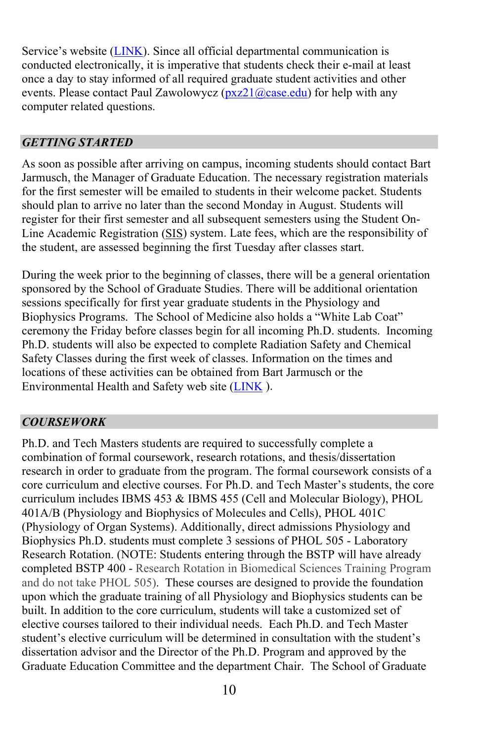Service's website (LINK). Since all official departmental communication is conducted electronically, it is imperative that students check their e-mail at least once a day to stay informed of all required graduate student activities and other events. Please contact Paul Zawolowycz (pxz21@case.edu) for help with any computer related questions.

## *GETTING STARTED*

As soon as possible after arriving on campus, incoming students should contact Bart Jarmusch, the Manager of Graduate Education. The necessary registration materials for the first semester will be emailed to students in their welcome packet. Students should plan to arrive no later than the second Monday in August. Students will register for their first semester and all subsequent semesters using the Student On-Line Academic Registration (SIS) system. Late fees, which are the responsibility of the student, are assessed beginning the first Tuesday after classes start.

During the week prior to the beginning of classes, there will be a general orientation sponsored by the School of Graduate Studies. There will be additional orientation sessions specifically for first year graduate students in the Physiology and Biophysics Programs. The School of Medicine also holds a "White Lab Coat" ceremony the Friday before classes begin for all incoming Ph.D. students. Incoming Ph.D. students will also be expected to complete Radiation Safety and Chemical Safety Classes during the first week of classes. Information on the times and locations of these activities can be obtained from Bart Jarmusch or the Environmental Health and Safety web site (LINK ).

## *COURSEWORK*

Ph.D. and Tech Masters students are required to successfully complete a combination of formal coursework, research rotations, and thesis/dissertation research in order to graduate from the program. The formal coursework consists of a core curriculum and elective courses. For Ph.D. and Tech Master's students, the core curriculum includes IBMS 453 & IBMS 455 (Cell and Molecular Biology), PHOL 401A/B (Physiology and Biophysics of Molecules and Cells), PHOL 401C (Physiology of Organ Systems). Additionally, direct admissions Physiology and Biophysics Ph.D. students must complete 3 sessions of PHOL 505 - Laboratory Research Rotation. (NOTE: Students entering through the BSTP will have already completed BSTP 400 - Research Rotation in Biomedical Sciences Training Program and do not take PHOL 505). These courses are designed to provide the foundation upon which the graduate training of all Physiology and Biophysics students can be built. In addition to the core curriculum, students will take a customized set of elective courses tailored to their individual needs. Each Ph.D. and Tech Master student's elective curriculum will be determined in consultation with the student's dissertation advisor and the Director of the Ph.D. Program and approved by the Graduate Education Committee and the department Chair. The School of Graduate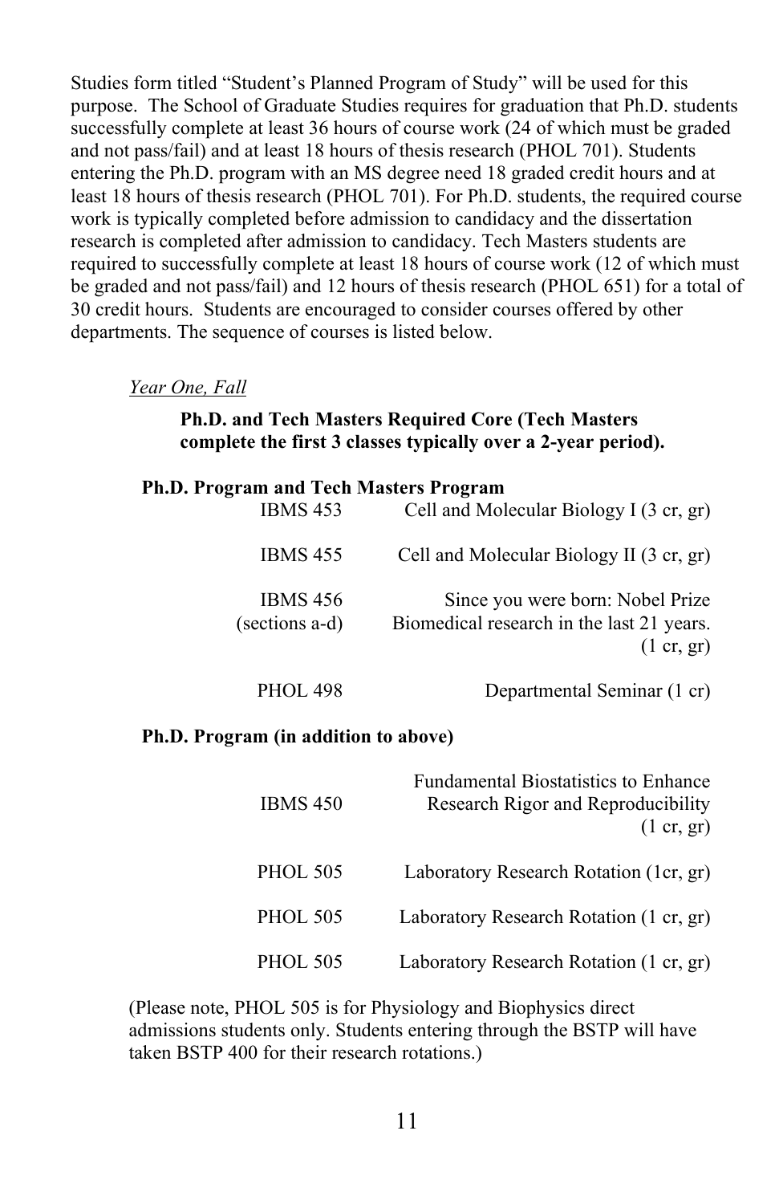Studies form titled "Student's Planned Program of Study" will be used for this purpose. The School of Graduate Studies requires for graduation that Ph.D. students successfully complete at least 36 hours of course work (24 of which must be graded and not pass/fail) and at least 18 hours of thesis research (PHOL 701). Students entering the Ph.D. program with an MS degree need 18 graded credit hours and at least 18 hours of thesis research (PHOL 701). For Ph.D. students, the required course work is typically completed before admission to candidacy and the dissertation research is completed after admission to candidacy. Tech Masters students are required to successfully complete at least 18 hours of course work (12 of which must be graded and not pass/fail) and 12 hours of thesis research (PHOL 651) for a total of 30 credit hours. Students are encouraged to consider courses offered by other departments. The sequence of courses is listed below.

*Year One, Fall*

**Ph.D. and Tech Masters Required Core (Tech Masters complete the first 3 classes typically over a 2-year period).**

**Ph.D. Program and Tech Masters Program**

| Course | Title |
|---|---|
| IBMS 453 | Cell and Molecular Biology I (3 cr, gr) |
| IBMS 455 | Cell and Molecular Biology II (3 cr, gr) |
| IBMS 456 (sections a-d) | Since you were born: Nobel Prize Biomedical research in the last 21 years. (1 cr, gr) |
| PHOL 498 | Departmental Seminar (1 cr) |

**Ph.D. Program (in addition to above)**

| Course | Title |
|---|---|
| IBMS 450 | Fundamental Biostatistics to Enhance Research Rigor and Reproducibility (1 cr, gr) |
| PHOL 505 | Laboratory Research Rotation (1cr, gr) |
| PHOL 505 | Laboratory Research Rotation (1 cr, gr) |
| PHOL 505 | Laboratory Research Rotation (1 cr, gr) |

(Please note, PHOL 505 is for Physiology and Biophysics direct admissions students only. Students entering through the BSTP will have taken BSTP 400 for their research rotations.)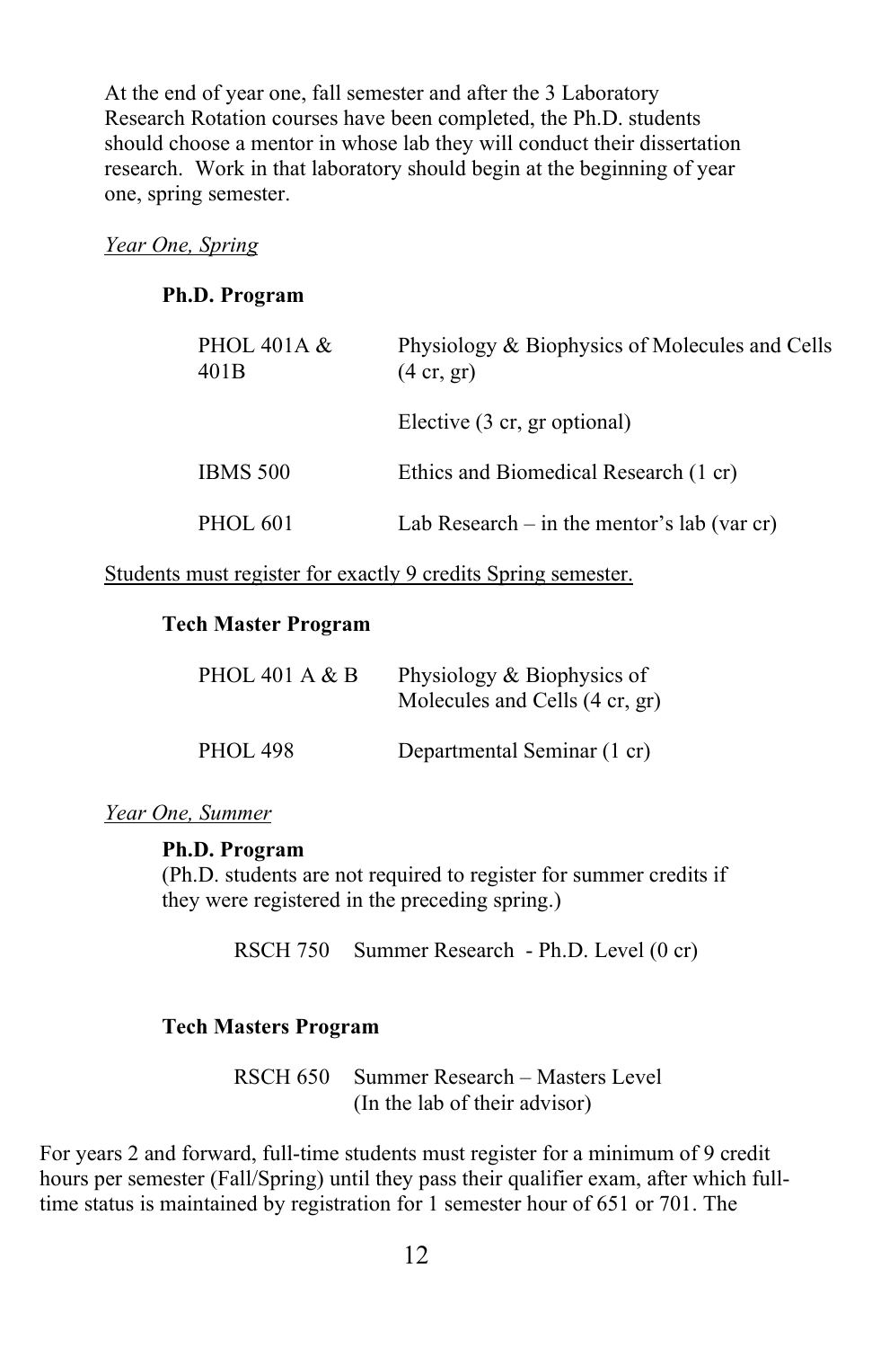At the end of year one, fall semester and after the 3 Laboratory Research Rotation courses have been completed, the Ph.D. students should choose a mentor in whose lab they will conduct their dissertation research. Work in that laboratory should begin at the beginning of year one, spring semester.

<u>*Year One, Spring*</u>

**Ph.D. Program**

| | |
|---|---|
| PHOL 401A & 401B | Physiology & Biophysics of Molecules and Cells (4 cr, gr) |
| | Elective (3 cr, gr optional) |
| IBMS 500 | Ethics and Biomedical Research (1 cr) |
| PHOL 601 | Lab Research – in the mentor's lab (var cr) |

<u>Students must register for exactly 9 credits Spring semester.</u>

**Tech Master Program**

| | |
|---|---|
| PHOL 401 A & B | Physiology & Biophysics of Molecules and Cells (4 cr, gr) |
| PHOL 498 | Departmental Seminar (1 cr) |

<u>*Year One, Summer*</u>

**Ph.D. Program**
(Ph.D. students are not required to register for summer credits if they were registered in the preceding spring.)

RSCH 750 Summer Research - Ph.D. Level (0 cr)

**Tech Masters Program**

RSCH 650 Summer Research – Masters Level
(In the lab of their advisor)

For years 2 and forward, full-time students must register for a minimum of 9 credit hours per semester (Fall/Spring) until they pass their qualifier exam, after which full-time status is maintained by registration for 1 semester hour of 651 or 701. The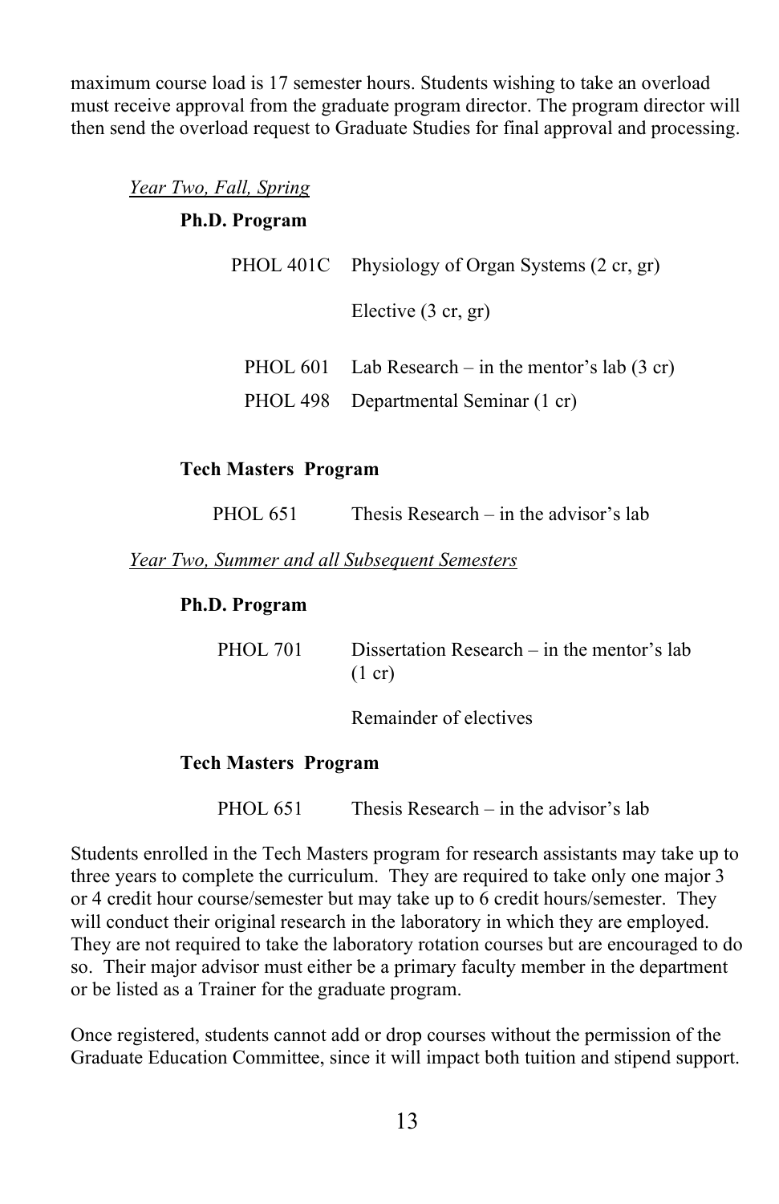maximum course load is 17 semester hours. Students wishing to take an overload must receive approval from the graduate program director. The program director will then send the overload request to Graduate Studies for final approval and processing.

*Year Two, Fall, Spring*

**Ph.D. Program**

| | |
|---|---|
| PHOL 401C | Physiology of Organ Systems (2 cr, gr) |
| | Elective (3 cr, gr) |
| PHOL 601 | Lab Research – in the mentor's lab (3 cr) |
| PHOL 498 | Departmental Seminar (1 cr) |

**Tech Masters Program**

| | |
|---|---|
| PHOL 651 | Thesis Research – in the advisor's lab |

*Year Two, Summer and all Subsequent Semesters*

**Ph.D. Program**

| | |
|---|---|
| PHOL 701 | Dissertation Research – in the mentor's lab (1 cr) |
| | Remainder of electives |

**Tech Masters Program**

| | |
|---|---|
| PHOL 651 | Thesis Research – in the advisor's lab |

Students enrolled in the Tech Masters program for research assistants may take up to three years to complete the curriculum. They are required to take only one major 3 or 4 credit hour course/semester but may take up to 6 credit hours/semester. They will conduct their original research in the laboratory in which they are employed. They are not required to take the laboratory rotation courses but are encouraged to do so. Their major advisor must either be a primary faculty member in the department or be listed as a Trainer for the graduate program.

Once registered, students cannot add or drop courses without the permission of the Graduate Education Committee, since it will impact both tuition and stipend support.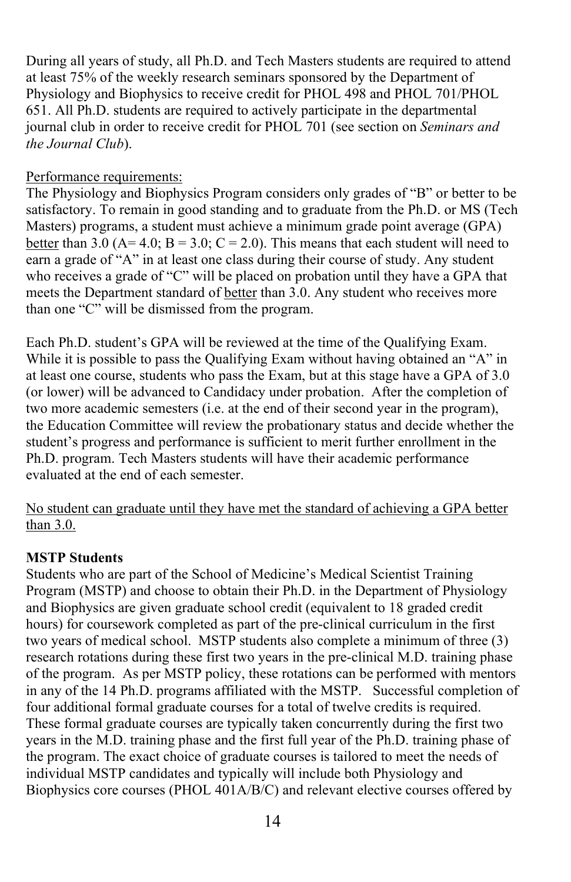During all years of study, all Ph.D. and Tech Masters students are required to attend at least 75% of the weekly research seminars sponsored by the Department of Physiology and Biophysics to receive credit for PHOL 498 and PHOL 701/PHOL 651. All Ph.D. students are required to actively participate in the departmental journal club in order to receive credit for PHOL 701 (see section on *Seminars and the Journal Club*).

<u>Performance requirements:</u>
The Physiology and Biophysics Program considers only grades of "B" or better to be satisfactory. To remain in good standing and to graduate from the Ph.D. or MS (Tech Masters) programs, a student must achieve a minimum grade point average (GPA) <u>better</u> than 3.0 (A= 4.0; B = 3.0; C = 2.0). This means that each student will need to earn a grade of "A" in at least one class during their course of study. Any student who receives a grade of "C" will be placed on probation until they have a GPA that meets the Department standard of <u>better</u> than 3.0. Any student who receives more than one "C" will be dismissed from the program.

Each Ph.D. student's GPA will be reviewed at the time of the Qualifying Exam. While it is possible to pass the Qualifying Exam without having obtained an "A" in at least one course, students who pass the Exam, but at this stage have a GPA of 3.0 (or lower) will be advanced to Candidacy under probation. After the completion of two more academic semesters (i.e. at the end of their second year in the program), the Education Committee will review the probationary status and decide whether the student's progress and performance is sufficient to merit further enrollment in the Ph.D. program. Tech Masters students will have their academic performance evaluated at the end of each semester.

<u>No student can graduate until they have met the standard of achieving a GPA better than 3.0.</u>

**MSTP Students**
Students who are part of the School of Medicine's Medical Scientist Training Program (MSTP) and choose to obtain their Ph.D. in the Department of Physiology and Biophysics are given graduate school credit (equivalent to 18 graded credit hours) for coursework completed as part of the pre-clinical curriculum in the first two years of medical school. MSTP students also complete a minimum of three (3) research rotations during these first two years in the pre-clinical M.D. training phase of the program. As per MSTP policy, these rotations can be performed with mentors in any of the 14 Ph.D. programs affiliated with the MSTP. Successful completion of four additional formal graduate courses for a total of twelve credits is required. These formal graduate courses are typically taken concurrently during the first two years in the M.D. training phase and the first full year of the Ph.D. training phase of the program. The exact choice of graduate courses is tailored to meet the needs of individual MSTP candidates and typically will include both Physiology and Biophysics core courses (PHOL 401A/B/C) and relevant elective courses offered by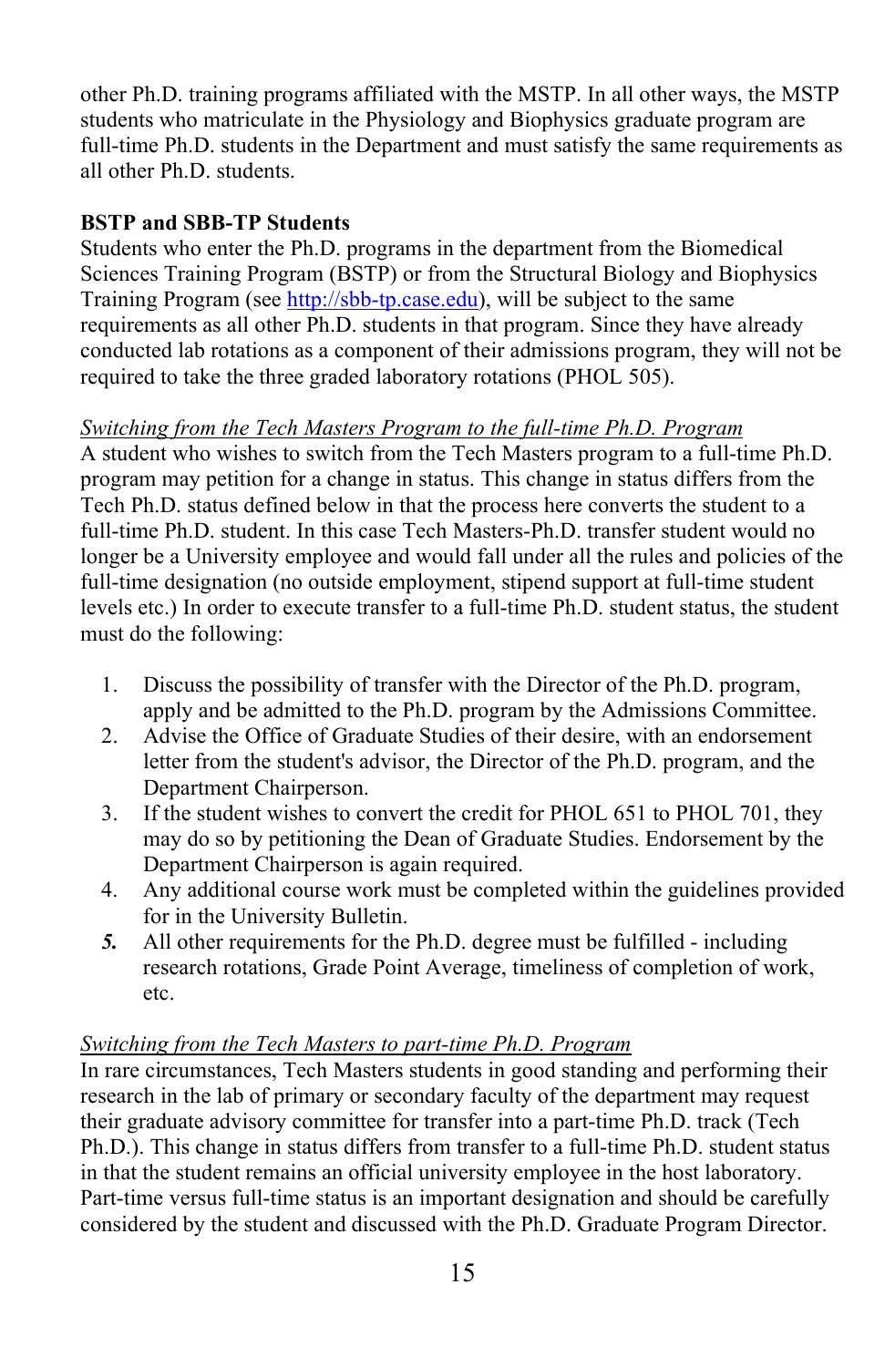other Ph.D. training programs affiliated with the MSTP. In all other ways, the MSTP students who matriculate in the Physiology and Biophysics graduate program are full-time Ph.D. students in the Department and must satisfy the same requirements as all other Ph.D. students.

**BSTP and SBB-TP Students**

Students who enter the Ph.D. programs in the department from the Biomedical Sciences Training Program (BSTP) or from the Structural Biology and Biophysics Training Program (see http://sbb-tp.case.edu), will be subject to the same requirements as all other Ph.D. students in that program. Since they have already conducted lab rotations as a component of their admissions program, they will not be required to take the three graded laboratory rotations (PHOL 505).

*Switching from the Tech Masters Program to the full-time Ph.D. Program*

A student who wishes to switch from the Tech Masters program to a full-time Ph.D. program may petition for a change in status. This change in status differs from the Tech Ph.D. status defined below in that the process here converts the student to a full-time Ph.D. student. In this case Tech Masters-Ph.D. transfer student would no longer be a University employee and would fall under all the rules and policies of the full-time designation (no outside employment, stipend support at full-time student levels etc.) In order to execute transfer to a full-time Ph.D. student status, the student must do the following:

1. Discuss the possibility of transfer with the Director of the Ph.D. program, apply and be admitted to the Ph.D. program by the Admissions Committee.
2. Advise the Office of Graduate Studies of their desire, with an endorsement letter from the student's advisor, the Director of the Ph.D. program, and the Department Chairperson.
3. If the student wishes to convert the credit for PHOL 651 to PHOL 701, they may do so by petitioning the Dean of Graduate Studies. Endorsement by the Department Chairperson is again required.
4. Any additional course work must be completed within the guidelines provided for in the University Bulletin.
5. All other requirements for the Ph.D. degree must be fulfilled - including research rotations, Grade Point Average, timeliness of completion of work, etc.

*Switching from the Tech Masters to part-time Ph.D. Program*

In rare circumstances, Tech Masters students in good standing and performing their research in the lab of primary or secondary faculty of the department may request their graduate advisory committee for transfer into a part-time Ph.D. track (Tech Ph.D.). This change in status differs from transfer to a full-time Ph.D. student status in that the student remains an official university employee in the host laboratory. Part-time versus full-time status is an important designation and should be carefully considered by the student and discussed with the Ph.D. Graduate Program Director.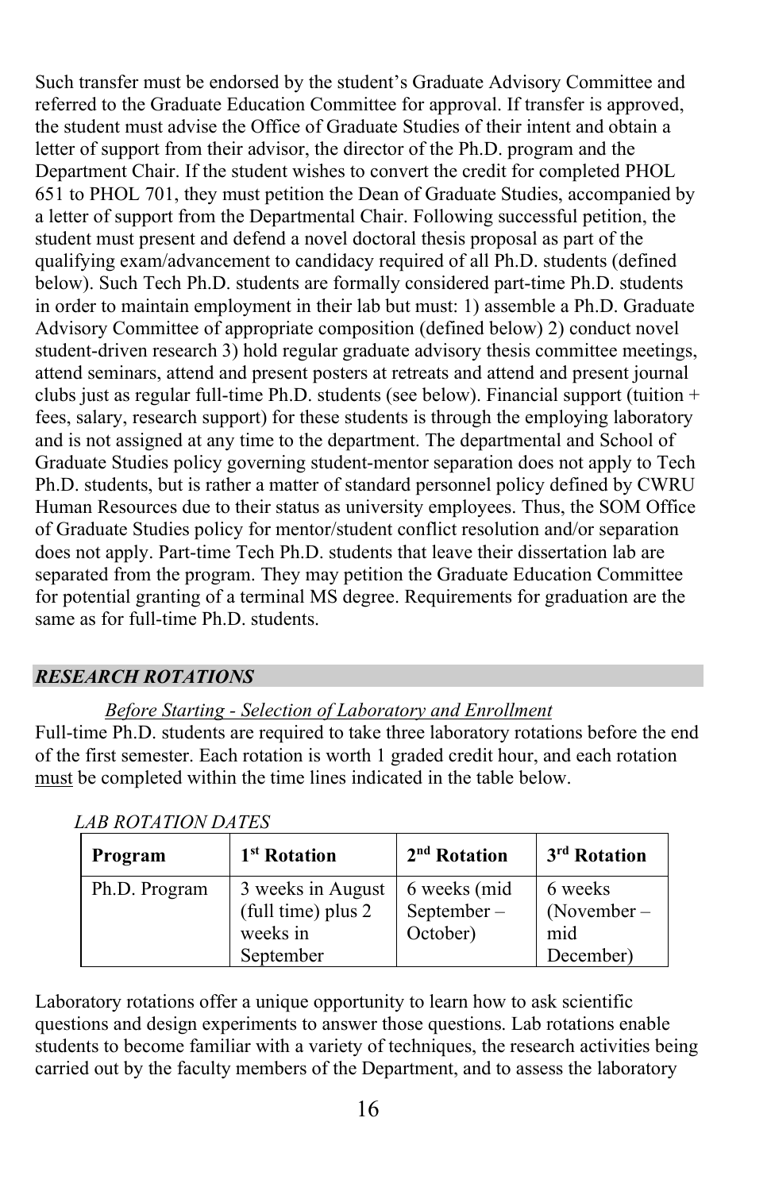Such transfer must be endorsed by the student's Graduate Advisory Committee and referred to the Graduate Education Committee for approval. If transfer is approved, the student must advise the Office of Graduate Studies of their intent and obtain a letter of support from their advisor, the director of the Ph.D. program and the Department Chair. If the student wishes to convert the credit for completed PHOL 651 to PHOL 701, they must petition the Dean of Graduate Studies, accompanied by a letter of support from the Departmental Chair. Following successful petition, the student must present and defend a novel doctoral thesis proposal as part of the qualifying exam/advancement to candidacy required of all Ph.D. students (defined below). Such Tech Ph.D. students are formally considered part-time Ph.D. students in order to maintain employment in their lab but must: 1) assemble a Ph.D. Graduate Advisory Committee of appropriate composition (defined below) 2) conduct novel student-driven research 3) hold regular graduate advisory thesis committee meetings, attend seminars, attend and present posters at retreats and attend and present journal clubs just as regular full-time Ph.D. students (see below). Financial support (tuition + fees, salary, research support) for these students is through the employing laboratory and is not assigned at any time to the department. The departmental and School of Graduate Studies policy governing student-mentor separation does not apply to Tech Ph.D. students, but is rather a matter of standard personnel policy defined by CWRU Human Resources due to their status as university employees. Thus, the SOM Office of Graduate Studies policy for mentor/student conflict resolution and/or separation does not apply. Part-time Tech Ph.D. students that leave their dissertation lab are separated from the program. They may petition the Graduate Education Committee for potential granting of a terminal MS degree. Requirements for graduation are the same as for full-time Ph.D. students.

## *RESEARCH ROTATIONS*

*Before Starting - Selection of Laboratory and Enrollment*

Full-time Ph.D. students are required to take three laboratory rotations before the end of the first semester. Each rotation is worth 1 graded credit hour, and each rotation must be completed within the time lines indicated in the table below.

*LAB ROTATION DATES*

| Program | 1st Rotation | 2nd Rotation | 3rd Rotation |
|---|---|---|---|
| Ph.D. Program | 3 weeks in August (full time) plus 2 weeks in September | 6 weeks (mid September – October) | 6 weeks (November – mid December) |

Laboratory rotations offer a unique opportunity to learn how to ask scientific questions and design experiments to answer those questions. Lab rotations enable students to become familiar with a variety of techniques, the research activities being carried out by the faculty members of the Department, and to assess the laboratory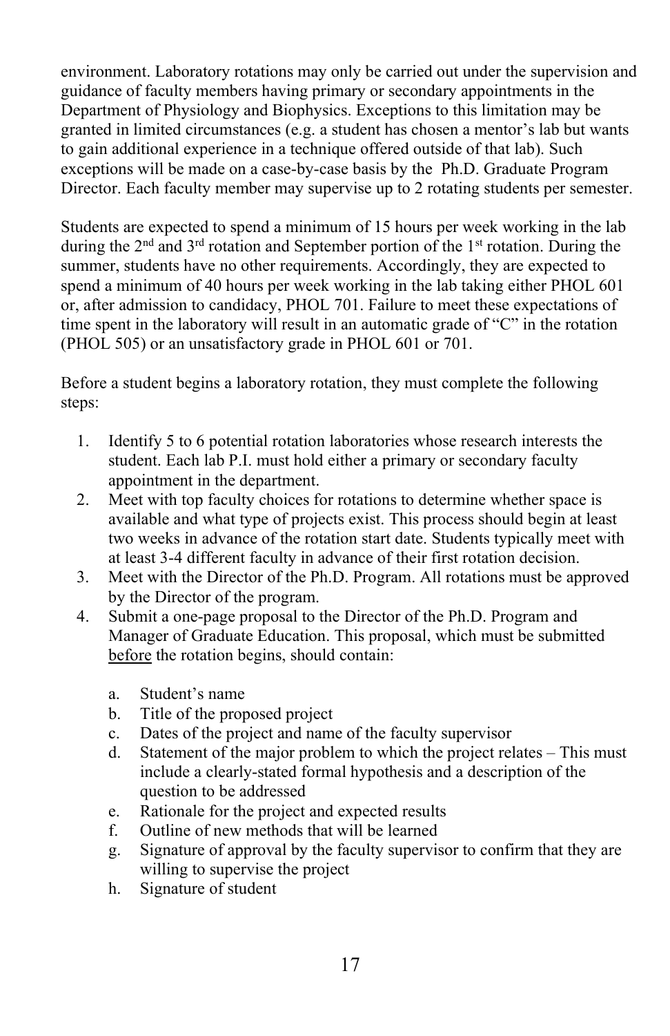environment. Laboratory rotations may only be carried out under the supervision and guidance of faculty members having primary or secondary appointments in the Department of Physiology and Biophysics. Exceptions to this limitation may be granted in limited circumstances (e.g. a student has chosen a mentor's lab but wants to gain additional experience in a technique offered outside of that lab). Such exceptions will be made on a case-by-case basis by the Ph.D. Graduate Program Director. Each faculty member may supervise up to 2 rotating students per semester.

Students are expected to spend a minimum of 15 hours per week working in the lab during the 2nd and 3rd rotation and September portion of the 1st rotation. During the summer, students have no other requirements. Accordingly, they are expected to spend a minimum of 40 hours per week working in the lab taking either PHOL 601 or, after admission to candidacy, PHOL 701. Failure to meet these expectations of time spent in the laboratory will result in an automatic grade of "C" in the rotation (PHOL 505) or an unsatisfactory grade in PHOL 601 or 701.

Before a student begins a laboratory rotation, they must complete the following steps:

1. Identify 5 to 6 potential rotation laboratories whose research interests the student. Each lab P.I. must hold either a primary or secondary faculty appointment in the department.
2. Meet with top faculty choices for rotations to determine whether space is available and what type of projects exist. This process should begin at least two weeks in advance of the rotation start date. Students typically meet with at least 3-4 different faculty in advance of their first rotation decision.
3. Meet with the Director of the Ph.D. Program. All rotations must be approved by the Director of the program.
4. Submit a one-page proposal to the Director of the Ph.D. Program and Manager of Graduate Education. This proposal, which must be submitted <u>before</u> the rotation begins, should contain:

    a. Student's name
    b. Title of the proposed project
    c. Dates of the project and name of the faculty supervisor
    d. Statement of the major problem to which the project relates – This must include a clearly-stated formal hypothesis and a description of the question to be addressed
    e. Rationale for the project and expected results
    f. Outline of new methods that will be learned
    g. Signature of approval by the faculty supervisor to confirm that they are willing to supervise the project
    h. Signature of student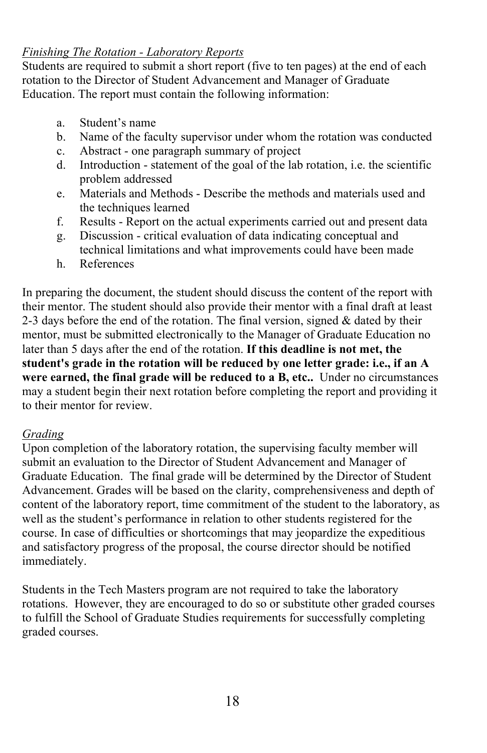*Finishing The Rotation - Laboratory Reports*

Students are required to submit a short report (five to ten pages) at the end of each rotation to the Director of Student Advancement and Manager of Graduate Education. The report must contain the following information:

a. Student's name
b. Name of the faculty supervisor under whom the rotation was conducted
c. Abstract - one paragraph summary of project
d. Introduction - statement of the goal of the lab rotation, i.e. the scientific problem addressed
e. Materials and Methods - Describe the methods and materials used and the techniques learned
f. Results - Report on the actual experiments carried out and present data
g. Discussion - critical evaluation of data indicating conceptual and technical limitations and what improvements could have been made
h. References

In preparing the document, the student should discuss the content of the report with their mentor. The student should also provide their mentor with a final draft at least 2-3 days before the end of the rotation. The final version, signed & dated by their mentor, must be submitted electronically to the Manager of Graduate Education no later than 5 days after the end of the rotation. **If this deadline is not met, the student's grade in the rotation will be reduced by one letter grade: i.e., if an A were earned, the final grade will be reduced to a B, etc..** Under no circumstances may a student begin their next rotation before completing the report and providing it to their mentor for review.

*Grading*

Upon completion of the laboratory rotation, the supervising faculty member will submit an evaluation to the Director of Student Advancement and Manager of Graduate Education. The final grade will be determined by the Director of Student Advancement. Grades will be based on the clarity, comprehensiveness and depth of content of the laboratory report, time commitment of the student to the laboratory, as well as the student's performance in relation to other students registered for the course. In case of difficulties or shortcomings that may jeopardize the expeditious and satisfactory progress of the proposal, the course director should be notified immediately.

Students in the Tech Masters program are not required to take the laboratory rotations. However, they are encouraged to do so or substitute other graded courses to fulfill the School of Graduate Studies requirements for successfully completing graded courses.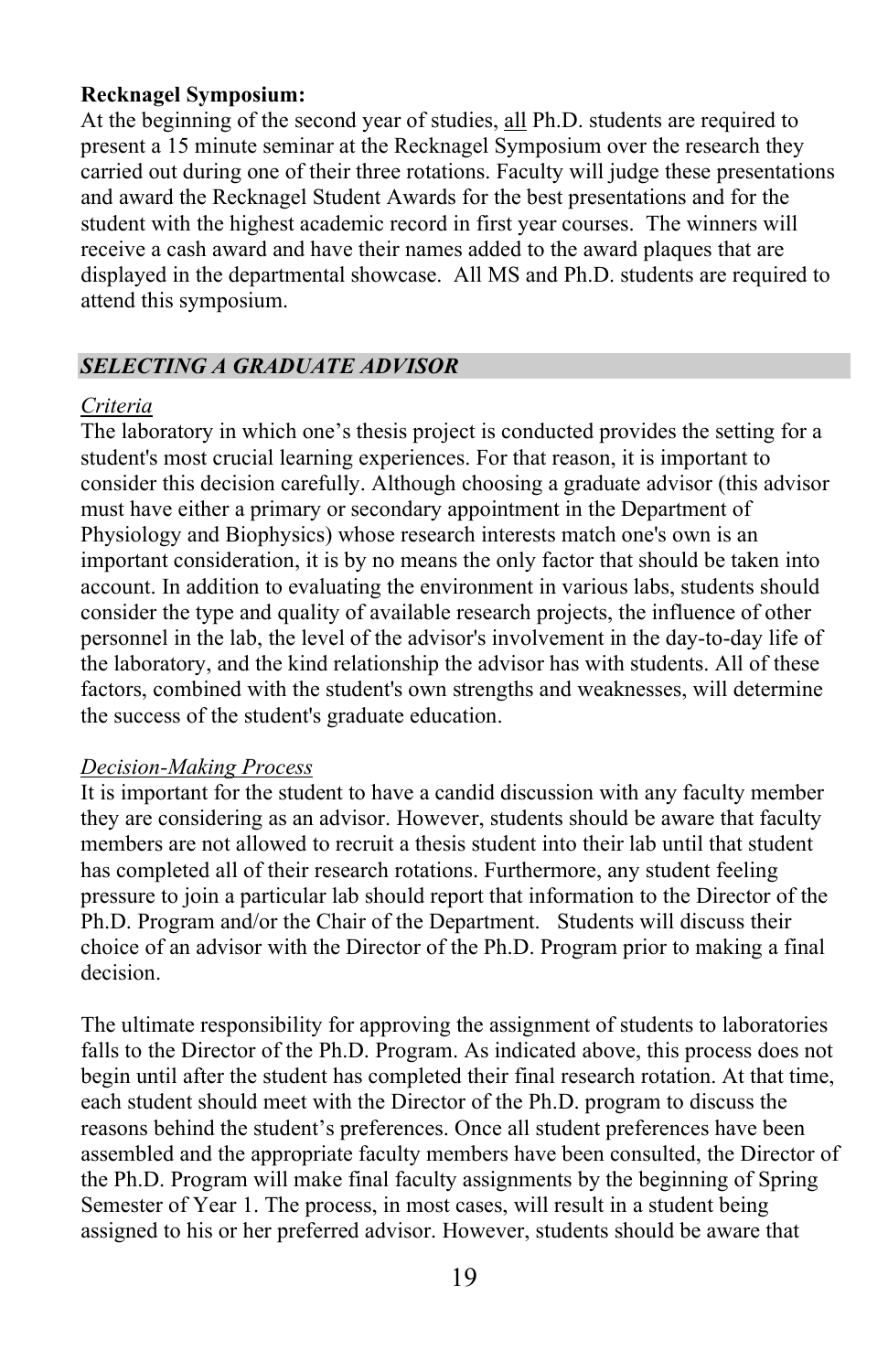**Recknagel Symposium:**
At the beginning of the second year of studies, <u>all</u> Ph.D. students are required to present a 15 minute seminar at the Recknagel Symposium over the research they carried out during one of their three rotations. Faculty will judge these presentations and award the Recknagel Student Awards for the best presentations and for the student with the highest academic record in first year courses. The winners will receive a cash award and have their names added to the award plaques that are displayed in the departmental showcase. All MS and Ph.D. students are required to attend this symposium.

## *SELECTING A GRADUATE ADVISOR*

*Criteria*

The laboratory in which one's thesis project is conducted provides the setting for a student's most crucial learning experiences. For that reason, it is important to consider this decision carefully. Although choosing a graduate advisor (this advisor must have either a primary or secondary appointment in the Department of Physiology and Biophysics) whose research interests match one's own is an important consideration, it is by no means the only factor that should be taken into account. In addition to evaluating the environment in various labs, students should consider the type and quality of available research projects, the influence of other personnel in the lab, the level of the advisor's involvement in the day-to-day life of the laboratory, and the kind relationship the advisor has with students. All of these factors, combined with the student's own strengths and weaknesses, will determine the success of the student's graduate education.

*Decision-Making Process*

It is important for the student to have a candid discussion with any faculty member they are considering as an advisor. However, students should be aware that faculty members are not allowed to recruit a thesis student into their lab until that student has completed all of their research rotations. Furthermore, any student feeling pressure to join a particular lab should report that information to the Director of the Ph.D. Program and/or the Chair of the Department. Students will discuss their choice of an advisor with the Director of the Ph.D. Program prior to making a final decision.

The ultimate responsibility for approving the assignment of students to laboratories falls to the Director of the Ph.D. Program. As indicated above, this process does not begin until after the student has completed their final research rotation. At that time, each student should meet with the Director of the Ph.D. program to discuss the reasons behind the student's preferences. Once all student preferences have been assembled and the appropriate faculty members have been consulted, the Director of the Ph.D. Program will make final faculty assignments by the beginning of Spring Semester of Year 1. The process, in most cases, will result in a student being assigned to his or her preferred advisor. However, students should be aware that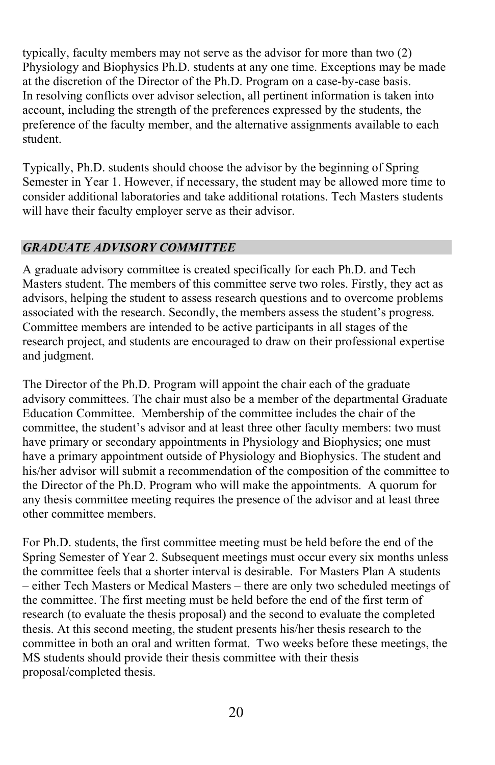typically, faculty members may not serve as the advisor for more than two (2) Physiology and Biophysics Ph.D. students at any one time. Exceptions may be made at the discretion of the Director of the Ph.D. Program on a case-by-case basis. In resolving conflicts over advisor selection, all pertinent information is taken into account, including the strength of the preferences expressed by the students, the preference of the faculty member, and the alternative assignments available to each student.

Typically, Ph.D. students should choose the advisor by the beginning of Spring Semester in Year 1. However, if necessary, the student may be allowed more time to consider additional laboratories and take additional rotations. Tech Masters students will have their faculty employer serve as their advisor.

## *GRADUATE ADVISORY COMMITTEE*

A graduate advisory committee is created specifically for each Ph.D. and Tech Masters student. The members of this committee serve two roles. Firstly, they act as advisors, helping the student to assess research questions and to overcome problems associated with the research. Secondly, the members assess the student's progress. Committee members are intended to be active participants in all stages of the research project, and students are encouraged to draw on their professional expertise and judgment.

The Director of the Ph.D. Program will appoint the chair each of the graduate advisory committees. The chair must also be a member of the departmental Graduate Education Committee. Membership of the committee includes the chair of the committee, the student's advisor and at least three other faculty members: two must have primary or secondary appointments in Physiology and Biophysics; one must have a primary appointment outside of Physiology and Biophysics. The student and his/her advisor will submit a recommendation of the composition of the committee to the Director of the Ph.D. Program who will make the appointments. A quorum for any thesis committee meeting requires the presence of the advisor and at least three other committee members.

For Ph.D. students, the first committee meeting must be held before the end of the Spring Semester of Year 2. Subsequent meetings must occur every six months unless the committee feels that a shorter interval is desirable. For Masters Plan A students – either Tech Masters or Medical Masters – there are only two scheduled meetings of the committee. The first meeting must be held before the end of the first term of research (to evaluate the thesis proposal) and the second to evaluate the completed thesis. At this second meeting, the student presents his/her thesis research to the committee in both an oral and written format. Two weeks before these meetings, the MS students should provide their thesis committee with their thesis proposal/completed thesis.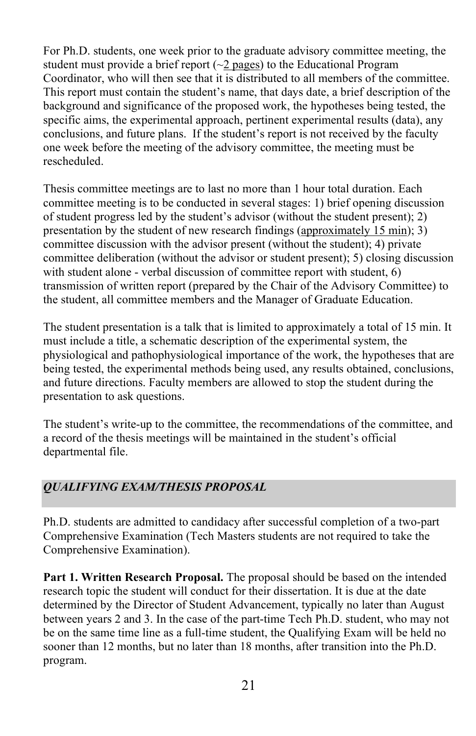For Ph.D. students, one week prior to the graduate advisory committee meeting, the student must provide a brief report (~2 pages) to the Educational Program Coordinator, who will then see that it is distributed to all members of the committee. This report must contain the student's name, that days date, a brief description of the background and significance of the proposed work, the hypotheses being tested, the specific aims, the experimental approach, pertinent experimental results (data), any conclusions, and future plans. If the student's report is not received by the faculty one week before the meeting of the advisory committee, the meeting must be rescheduled.

Thesis committee meetings are to last no more than 1 hour total duration. Each committee meeting is to be conducted in several stages: 1) brief opening discussion of student progress led by the student's advisor (without the student present); 2) presentation by the student of new research findings (approximately 15 min); 3) committee discussion with the advisor present (without the student); 4) private committee deliberation (without the advisor or student present); 5) closing discussion with student alone - verbal discussion of committee report with student, 6) transmission of written report (prepared by the Chair of the Advisory Committee) to the student, all committee members and the Manager of Graduate Education.

The student presentation is a talk that is limited to approximately a total of 15 min. It must include a title, a schematic description of the experimental system, the physiological and pathophysiological importance of the work, the hypotheses that are being tested, the experimental methods being used, any results obtained, conclusions, and future directions. Faculty members are allowed to stop the student during the presentation to ask questions.

The student's write-up to the committee, the recommendations of the committee, and a record of the thesis meetings will be maintained in the student's official departmental file.

## *QUALIFYING EXAM/THESIS PROPOSAL*

Ph.D. students are admitted to candidacy after successful completion of a two-part Comprehensive Examination (Tech Masters students are not required to take the Comprehensive Examination).

**Part 1. Written Research Proposal.** The proposal should be based on the intended research topic the student will conduct for their dissertation. It is due at the date determined by the Director of Student Advancement, typically no later than August between years 2 and 3. In the case of the part-time Tech Ph.D. student, who may not be on the same time line as a full-time student, the Qualifying Exam will be held no sooner than 12 months, but no later than 18 months, after transition into the Ph.D. program.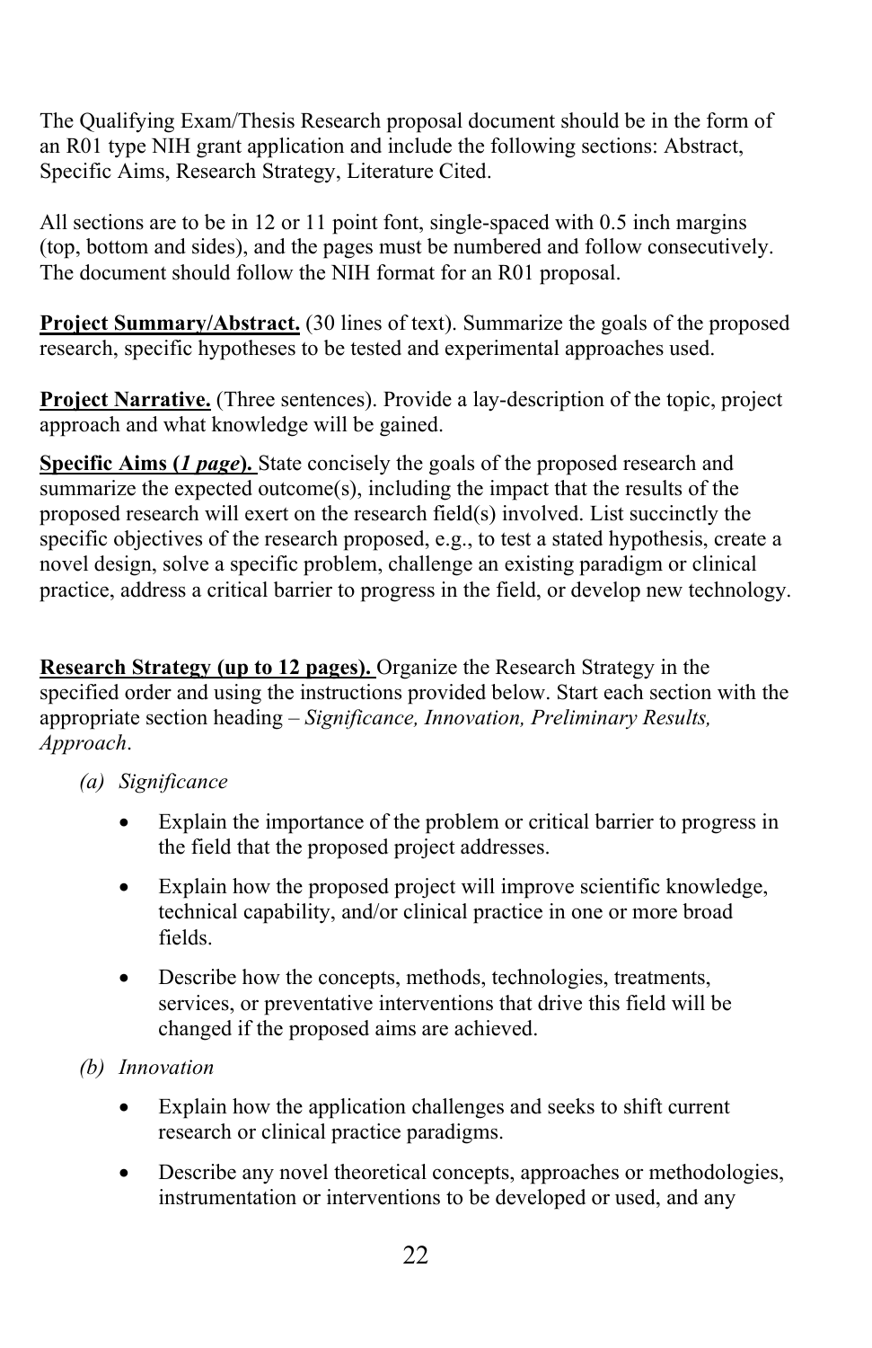The Qualifying Exam/Thesis Research proposal document should be in the form of an R01 type NIH grant application and include the following sections: Abstract, Specific Aims, Research Strategy, Literature Cited.

All sections are to be in 12 or 11 point font, single-spaced with 0.5 inch margins (top, bottom and sides), and the pages must be numbered and follow consecutively. The document should follow the NIH format for an R01 proposal.

**<u>Project Summary/Abstract.</u>** (30 lines of text). Summarize the goals of the proposed research, specific hypotheses to be tested and experimental approaches used.

**<u>Project Narrative.</u>** (Three sentences). Provide a lay-description of the topic, project approach and what knowledge will be gained.

**<u>Specific Aims (*1 page*).</u>** State concisely the goals of the proposed research and summarize the expected outcome(s), including the impact that the results of the proposed research will exert on the research field(s) involved. List succinctly the specific objectives of the research proposed, e.g., to test a stated hypothesis, create a novel design, solve a specific problem, challenge an existing paradigm or clinical practice, address a critical barrier to progress in the field, or develop new technology.

**<u>Research Strategy (up to 12 pages).</u>** Organize the Research Strategy in the specified order and using the instructions provided below. Start each section with the appropriate section heading – *Significance, Innovation, Preliminary Results, Approach*.

*(a) Significance*

- Explain the importance of the problem or critical barrier to progress in the field that the proposed project addresses.
- Explain how the proposed project will improve scientific knowledge, technical capability, and/or clinical practice in one or more broad fields.
- Describe how the concepts, methods, technologies, treatments, services, or preventative interventions that drive this field will be changed if the proposed aims are achieved.

*(b) Innovation*

- Explain how the application challenges and seeks to shift current research or clinical practice paradigms.
- Describe any novel theoretical concepts, approaches or methodologies, instrumentation or interventions to be developed or used, and any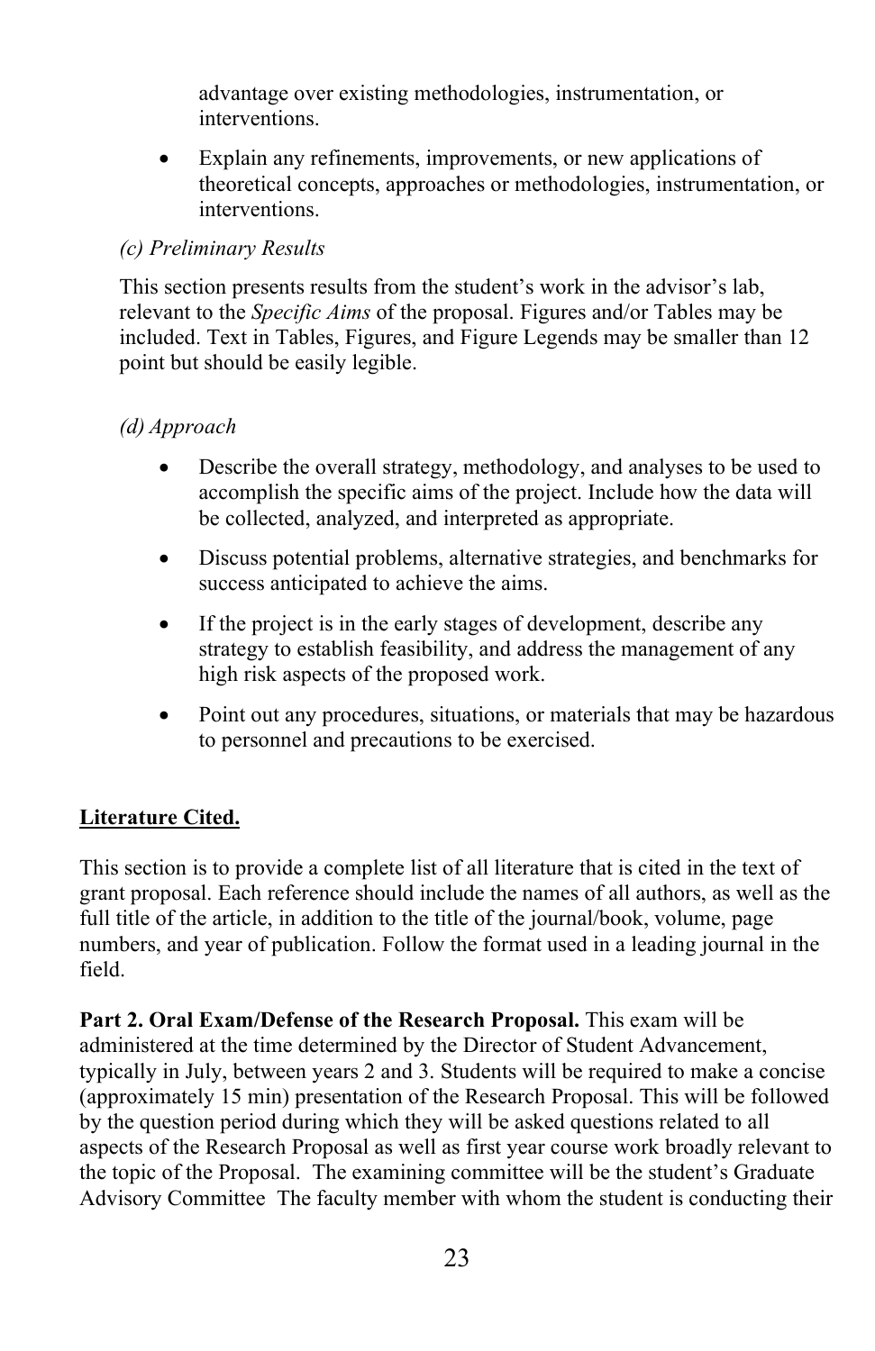advantage over existing methodologies, instrumentation, or interventions.

- Explain any refinements, improvements, or new applications of theoretical concepts, approaches or methodologies, instrumentation, or interventions.

*(c) Preliminary Results*

This section presents results from the student's work in the advisor's lab, relevant to the *Specific Aims* of the proposal. Figures and/or Tables may be included. Text in Tables, Figures, and Figure Legends may be smaller than 12 point but should be easily legible.

*(d) Approach*

- Describe the overall strategy, methodology, and analyses to be used to accomplish the specific aims of the project. Include how the data will be collected, analyzed, and interpreted as appropriate.
- Discuss potential problems, alternative strategies, and benchmarks for success anticipated to achieve the aims.
- If the project is in the early stages of development, describe any strategy to establish feasibility, and address the management of any high risk aspects of the proposed work.
- Point out any procedures, situations, or materials that may be hazardous to personnel and precautions to be exercised.

<u>**Literature Cited.**</u>

This section is to provide a complete list of all literature that is cited in the text of grant proposal. Each reference should include the names of all authors, as well as the full title of the article, in addition to the title of the journal/book, volume, page numbers, and year of publication. Follow the format used in a leading journal in the field.

**Part 2. Oral Exam/Defense of the Research Proposal.** This exam will be administered at the time determined by the Director of Student Advancement, typically in July, between years 2 and 3. Students will be required to make a concise (approximately 15 min) presentation of the Research Proposal. This will be followed by the question period during which they will be asked questions related to all aspects of the Research Proposal as well as first year course work broadly relevant to the topic of the Proposal. The examining committee will be the student's Graduate Advisory Committee The faculty member with whom the student is conducting their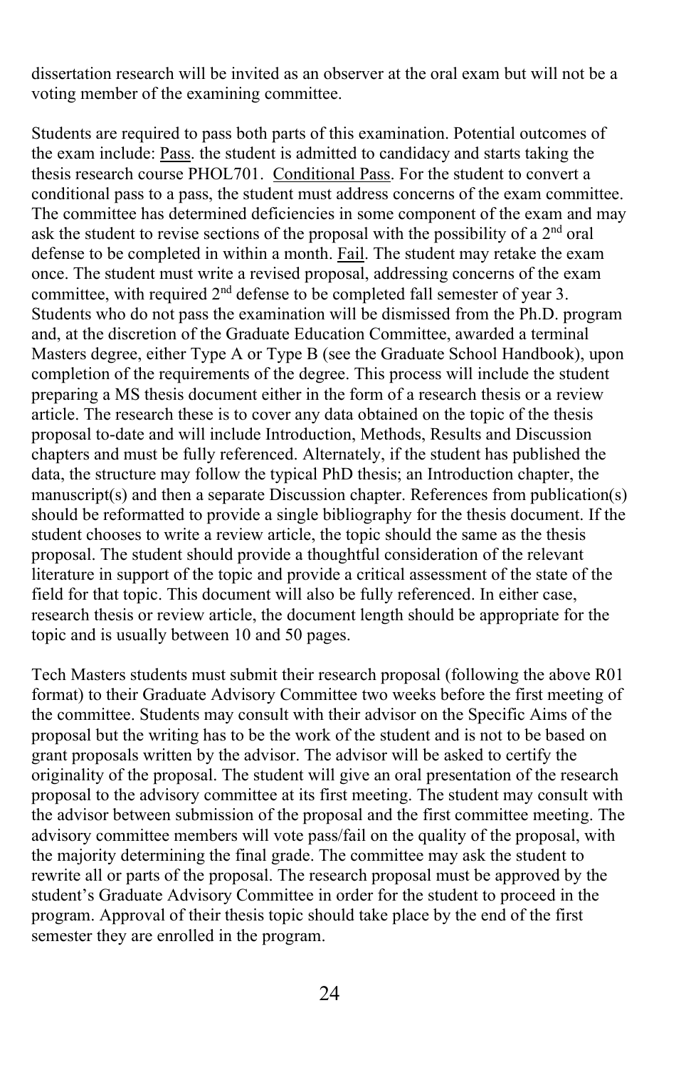dissertation research will be invited as an observer at the oral exam but will not be a voting member of the examining committee.

Students are required to pass both parts of this examination. Potential outcomes of the exam include: Pass. the student is admitted to candidacy and starts taking the thesis research course PHOL701. Conditional Pass. For the student to convert a conditional pass to a pass, the student must address concerns of the exam committee. The committee has determined deficiencies in some component of the exam and may ask the student to revise sections of the proposal with the possibility of a 2nd oral defense to be completed in within a month. Fail. The student may retake the exam once. The student must write a revised proposal, addressing concerns of the exam committee, with required 2nd defense to be completed fall semester of year 3. Students who do not pass the examination will be dismissed from the Ph.D. program and, at the discretion of the Graduate Education Committee, awarded a terminal Masters degree, either Type A or Type B (see the Graduate School Handbook), upon completion of the requirements of the degree. This process will include the student preparing a MS thesis document either in the form of a research thesis or a review article. The research these is to cover any data obtained on the topic of the thesis proposal to-date and will include Introduction, Methods, Results and Discussion chapters and must be fully referenced. Alternately, if the student has published the data, the structure may follow the typical PhD thesis; an Introduction chapter, the manuscript(s) and then a separate Discussion chapter. References from publication(s) should be reformatted to provide a single bibliography for the thesis document. If the student chooses to write a review article, the topic should the same as the thesis proposal. The student should provide a thoughtful consideration of the relevant literature in support of the topic and provide a critical assessment of the state of the field for that topic. This document will also be fully referenced. In either case, research thesis or review article, the document length should be appropriate for the topic and is usually between 10 and 50 pages.

Tech Masters students must submit their research proposal (following the above R01 format) to their Graduate Advisory Committee two weeks before the first meeting of the committee. Students may consult with their advisor on the Specific Aims of the proposal but the writing has to be the work of the student and is not to be based on grant proposals written by the advisor. The advisor will be asked to certify the originality of the proposal. The student will give an oral presentation of the research proposal to the advisory committee at its first meeting. The student may consult with the advisor between submission of the proposal and the first committee meeting. The advisory committee members will vote pass/fail on the quality of the proposal, with the majority determining the final grade. The committee may ask the student to rewrite all or parts of the proposal. The research proposal must be approved by the student's Graduate Advisory Committee in order for the student to proceed in the program. Approval of their thesis topic should take place by the end of the first semester they are enrolled in the program.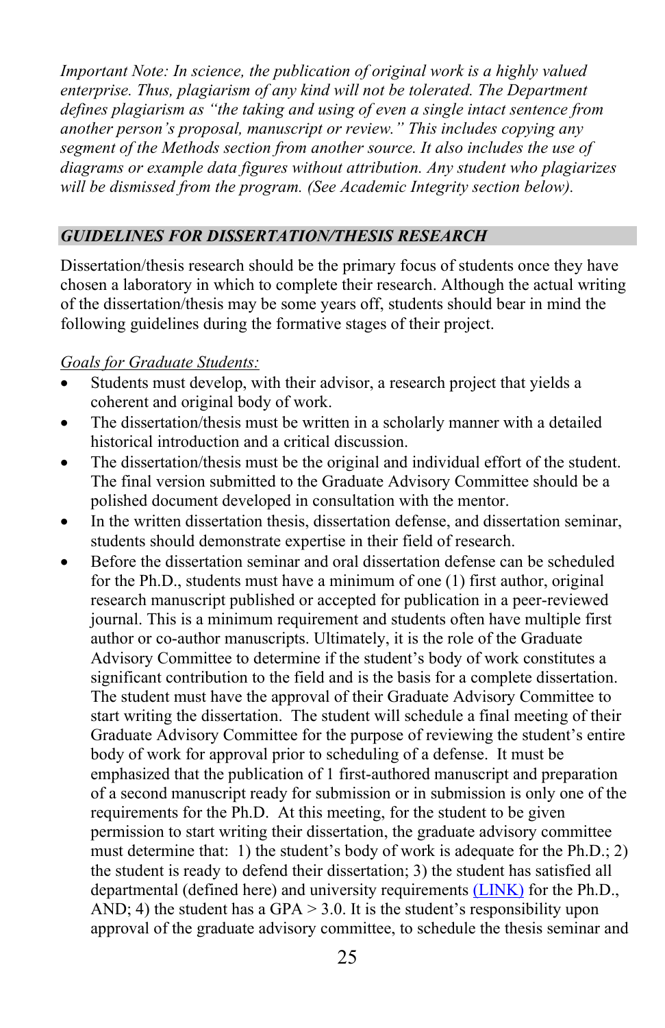*Important Note: In science, the publication of original work is a highly valued enterprise. Thus, plagiarism of any kind will not be tolerated. The Department defines plagiarism as "the taking and using of even a single intact sentence from another person's proposal, manuscript or review." This includes copying any segment of the Methods section from another source. It also includes the use of diagrams or example data figures without attribution. Any student who plagiarizes will be dismissed from the program. (See Academic Integrity section below).*

## *GUIDELINES FOR DISSERTATION/THESIS RESEARCH*

Dissertation/thesis research should be the primary focus of students once they have chosen a laboratory in which to complete their research. Although the actual writing of the dissertation/thesis may be some years off, students should bear in mind the following guidelines during the formative stages of their project.

*Goals for Graduate Students:*

- Students must develop, with their advisor, a research project that yields a coherent and original body of work.
- The dissertation/thesis must be written in a scholarly manner with a detailed historical introduction and a critical discussion.
- The dissertation/thesis must be the original and individual effort of the student. The final version submitted to the Graduate Advisory Committee should be a polished document developed in consultation with the mentor.
- In the written dissertation thesis, dissertation defense, and dissertation seminar, students should demonstrate expertise in their field of research.
- Before the dissertation seminar and oral dissertation defense can be scheduled for the Ph.D., students must have a minimum of one (1) first author, original research manuscript published or accepted for publication in a peer-reviewed journal. This is a minimum requirement and students often have multiple first author or co-author manuscripts. Ultimately, it is the role of the Graduate Advisory Committee to determine if the student's body of work constitutes a significant contribution to the field and is the basis for a complete dissertation. The student must have the approval of their Graduate Advisory Committee to start writing the dissertation. The student will schedule a final meeting of their Graduate Advisory Committee for the purpose of reviewing the student's entire body of work for approval prior to scheduling of a defense. It must be emphasized that the publication of 1 first-authored manuscript and preparation of a second manuscript ready for submission or in submission is only one of the requirements for the Ph.D. At this meeting, for the student to be given permission to start writing their dissertation, the graduate advisory committee must determine that: 1) the student's body of work is adequate for the Ph.D.; 2) the student is ready to defend their dissertation; 3) the student has satisfied all departmental (defined here) and university requirements [(LINK)]() for the Ph.D., AND; 4) the student has a GPA > 3.0. It is the student's responsibility upon approval of the graduate advisory committee, to schedule the thesis seminar and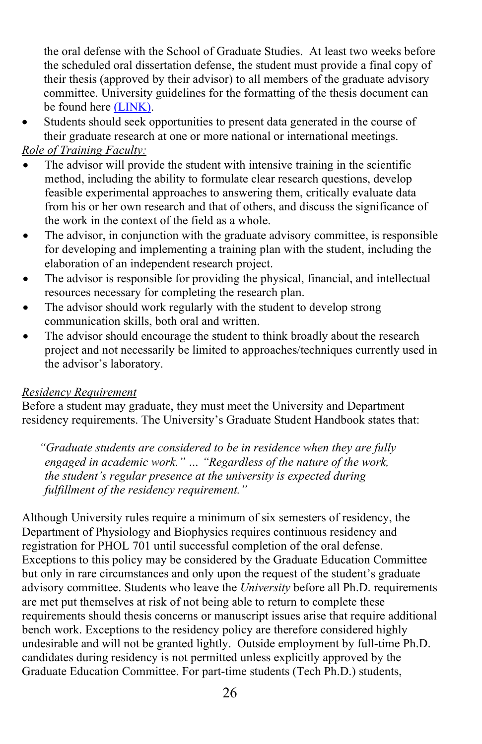the oral defense with the School of Graduate Studies. At least two weeks before the scheduled oral dissertation defense, the student must provide a final copy of their thesis (approved by their advisor) to all members of the graduate advisory committee. University guidelines for the formatting of the thesis document can be found here (LINK).

- Students should seek opportunities to present data generated in the course of their graduate research at one or more national or international meetings.

*Role of Training Faculty:*

- The advisor will provide the student with intensive training in the scientific method, including the ability to formulate clear research questions, develop feasible experimental approaches to answering them, critically evaluate data from his or her own research and that of others, and discuss the significance of the work in the context of the field as a whole.
- The advisor, in conjunction with the graduate advisory committee, is responsible for developing and implementing a training plan with the student, including the elaboration of an independent research project.
- The advisor is responsible for providing the physical, financial, and intellectual resources necessary for completing the research plan.
- The advisor should work regularly with the student to develop strong communication skills, both oral and written.
- The advisor should encourage the student to think broadly about the research project and not necessarily be limited to approaches/techniques currently used in the advisor's laboratory.

*Residency Requirement*

Before a student may graduate, they must meet the University and Department residency requirements. The University's Graduate Student Handbook states that:

> *"Graduate students are considered to be in residence when they are fully engaged in academic work." … "Regardless of the nature of the work, the student's regular presence at the university is expected during fulfillment of the residency requirement."*

Although University rules require a minimum of six semesters of residency, the Department of Physiology and Biophysics requires continuous residency and registration for PHOL 701 until successful completion of the oral defense. Exceptions to this policy may be considered by the Graduate Education Committee but only in rare circumstances and only upon the request of the student's graduate advisory committee. Students who leave the *University* before all Ph.D. requirements are met put themselves at risk of not being able to return to complete these requirements should thesis concerns or manuscript issues arise that require additional bench work. Exceptions to the residency policy are therefore considered highly undesirable and will not be granted lightly. Outside employment by full-time Ph.D. candidates during residency is not permitted unless explicitly approved by the Graduate Education Committee. For part-time students (Tech Ph.D.) students,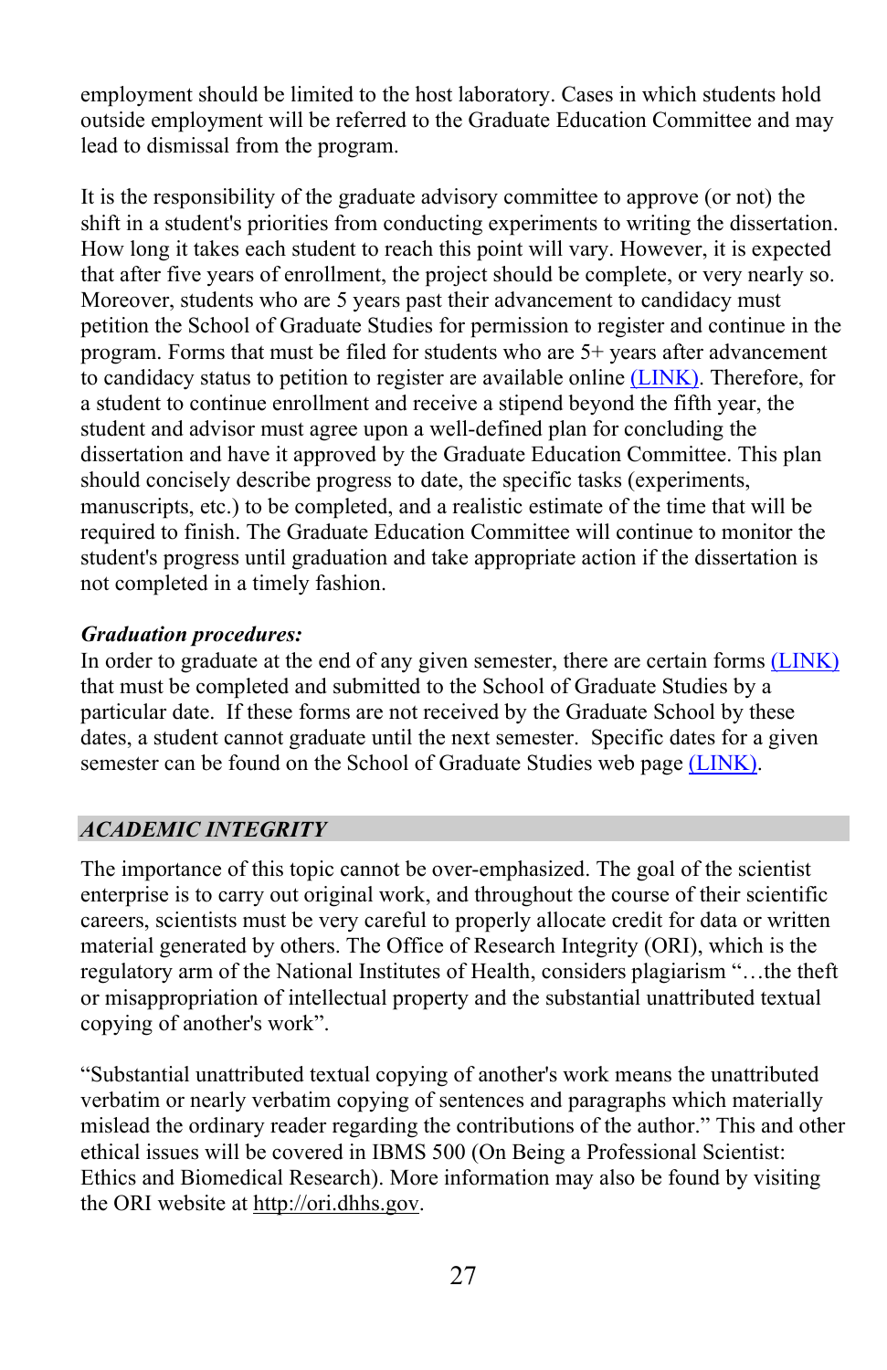employment should be limited to the host laboratory. Cases in which students hold outside employment will be referred to the Graduate Education Committee and may lead to dismissal from the program.

It is the responsibility of the graduate advisory committee to approve (or not) the shift in a student's priorities from conducting experiments to writing the dissertation. How long it takes each student to reach this point will vary. However, it is expected that after five years of enrollment, the project should be complete, or very nearly so. Moreover, students who are 5 years past their advancement to candidacy must petition the School of Graduate Studies for permission to register and continue in the program. Forms that must be filed for students who are 5+ years after advancement to candidacy status to petition to register are available online (LINK). Therefore, for a student to continue enrollment and receive a stipend beyond the fifth year, the student and advisor must agree upon a well-defined plan for concluding the dissertation and have it approved by the Graduate Education Committee. This plan should concisely describe progress to date, the specific tasks (experiments, manuscripts, etc.) to be completed, and a realistic estimate of the time that will be required to finish. The Graduate Education Committee will continue to monitor the student's progress until graduation and take appropriate action if the dissertation is not completed in a timely fashion.

***Graduation procedures:***
In order to graduate at the end of any given semester, there are certain forms (LINK) that must be completed and submitted to the School of Graduate Studies by a particular date. If these forms are not received by the Graduate School by these dates, a student cannot graduate until the next semester. Specific dates for a given semester can be found on the School of Graduate Studies web page (LINK).

## *ACADEMIC INTEGRITY*

The importance of this topic cannot be over-emphasized. The goal of the scientist enterprise is to carry out original work, and throughout the course of their scientific careers, scientists must be very careful to properly allocate credit for data or written material generated by others. The Office of Research Integrity (ORI), which is the regulatory arm of the National Institutes of Health, considers plagiarism "…the theft or misappropriation of intellectual property and the substantial unattributed textual copying of another's work".

"Substantial unattributed textual copying of another's work means the unattributed verbatim or nearly verbatim copying of sentences and paragraphs which materially mislead the ordinary reader regarding the contributions of the author." This and other ethical issues will be covered in IBMS 500 (On Being a Professional Scientist: Ethics and Biomedical Research). More information may also be found by visiting the ORI website at http://ori.dhhs.gov.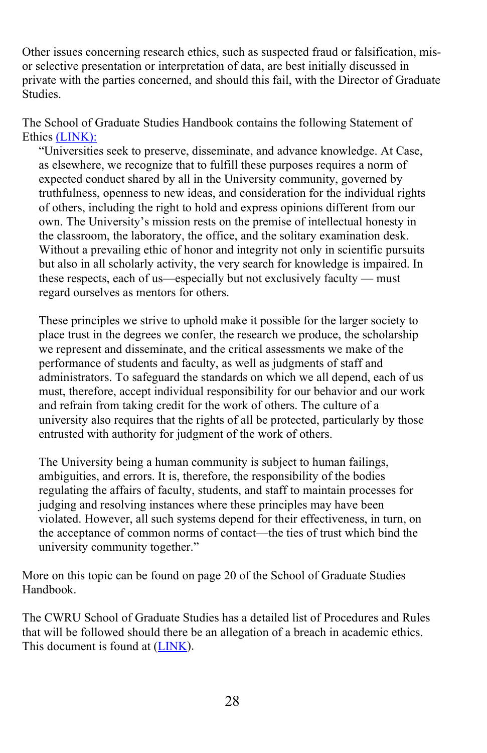Other issues concerning research ethics, such as suspected fraud or falsification, mis- or selective presentation or interpretation of data, are best initially discussed in private with the parties concerned, and should this fail, with the Director of Graduate Studies.

The School of Graduate Studies Handbook contains the following Statement of Ethics (LINK):

> "Universities seek to preserve, disseminate, and advance knowledge. At Case, as elsewhere, we recognize that to fulfill these purposes requires a norm of expected conduct shared by all in the University community, governed by truthfulness, openness to new ideas, and consideration for the individual rights of others, including the right to hold and express opinions different from our own. The University's mission rests on the premise of intellectual honesty in the classroom, the laboratory, the office, and the solitary examination desk. Without a prevailing ethic of honor and integrity not only in scientific pursuits but also in all scholarly activity, the very search for knowledge is impaired. In these respects, each of us—especially but not exclusively faculty — must regard ourselves as mentors for others.
>
> These principles we strive to uphold make it possible for the larger society to place trust in the degrees we confer, the research we produce, the scholarship we represent and disseminate, and the critical assessments we make of the performance of students and faculty, as well as judgments of staff and administrators. To safeguard the standards on which we all depend, each of us must, therefore, accept individual responsibility for our behavior and our work and refrain from taking credit for the work of others. The culture of a university also requires that the rights of all be protected, particularly by those entrusted with authority for judgment of the work of others.
>
> The University being a human community is subject to human failings, ambiguities, and errors. It is, therefore, the responsibility of the bodies regulating the affairs of faculty, students, and staff to maintain processes for judging and resolving instances where these principles may have been violated. However, all such systems depend for their effectiveness, in turn, on the acceptance of common norms of contact—the ties of trust which bind the university community together."

More on this topic can be found on page 20 of the School of Graduate Studies Handbook.

The CWRU School of Graduate Studies has a detailed list of Procedures and Rules that will be followed should there be an allegation of a breach in academic ethics. This document is found at (LINK).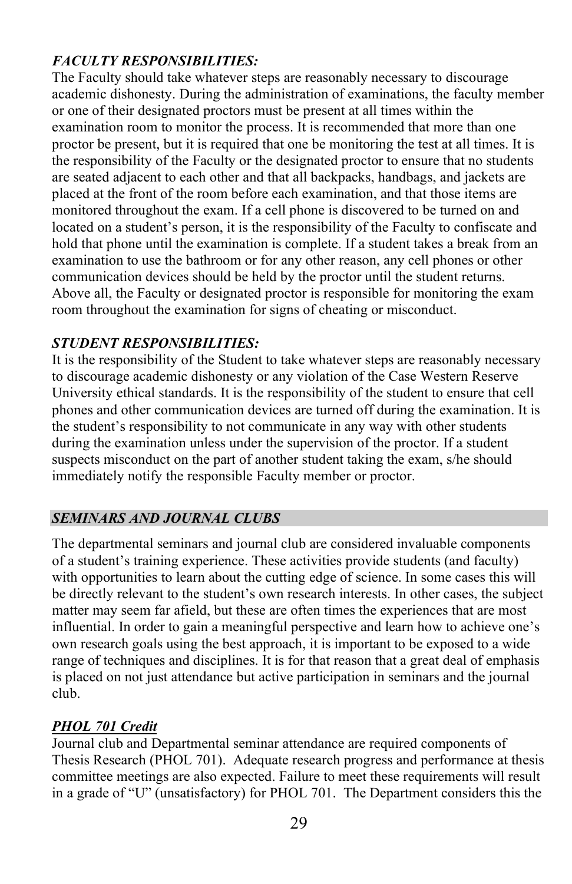***FACULTY RESPONSIBILITIES:***

The Faculty should take whatever steps are reasonably necessary to discourage academic dishonesty. During the administration of examinations, the faculty member or one of their designated proctors must be present at all times within the examination room to monitor the process. It is recommended that more than one proctor be present, but it is required that one be monitoring the test at all times. It is the responsibility of the Faculty or the designated proctor to ensure that no students are seated adjacent to each other and that all backpacks, handbags, and jackets are placed at the front of the room before each examination, and that those items are monitored throughout the exam. If a cell phone is discovered to be turned on and located on a student's person, it is the responsibility of the Faculty to confiscate and hold that phone until the examination is complete. If a student takes a break from an examination to use the bathroom or for any other reason, any cell phones or other communication devices should be held by the proctor until the student returns. Above all, the Faculty or designated proctor is responsible for monitoring the exam room throughout the examination for signs of cheating or misconduct.

***STUDENT RESPONSIBILITIES:***

It is the responsibility of the Student to take whatever steps are reasonably necessary to discourage academic dishonesty or any violation of the Case Western Reserve University ethical standards. It is the responsibility of the student to ensure that cell phones and other communication devices are turned off during the examination. It is the student's responsibility to not communicate in any way with other students during the examination unless under the supervision of the proctor. If a student suspects misconduct on the part of another student taking the exam, s/he should immediately notify the responsible Faculty member or proctor.

## *SEMINARS AND JOURNAL CLUBS*

The departmental seminars and journal club are considered invaluable components of a student's training experience. These activities provide students (and faculty) with opportunities to learn about the cutting edge of science. In some cases this will be directly relevant to the student's own research interests. In other cases, the subject matter may seem far afield, but these are often times the experiences that are most influential. In order to gain a meaningful perspective and learn how to achieve one's own research goals using the best approach, it is important to be exposed to a wide range of techniques and disciplines. It is for that reason that a great deal of emphasis is placed on not just attendance but active participation in seminars and the journal club.

***PHOL 701 Credit***

Journal club and Departmental seminar attendance are required components of Thesis Research (PHOL 701). Adequate research progress and performance at thesis committee meetings are also expected. Failure to meet these requirements will result in a grade of "U" (unsatisfactory) for PHOL 701. The Department considers this the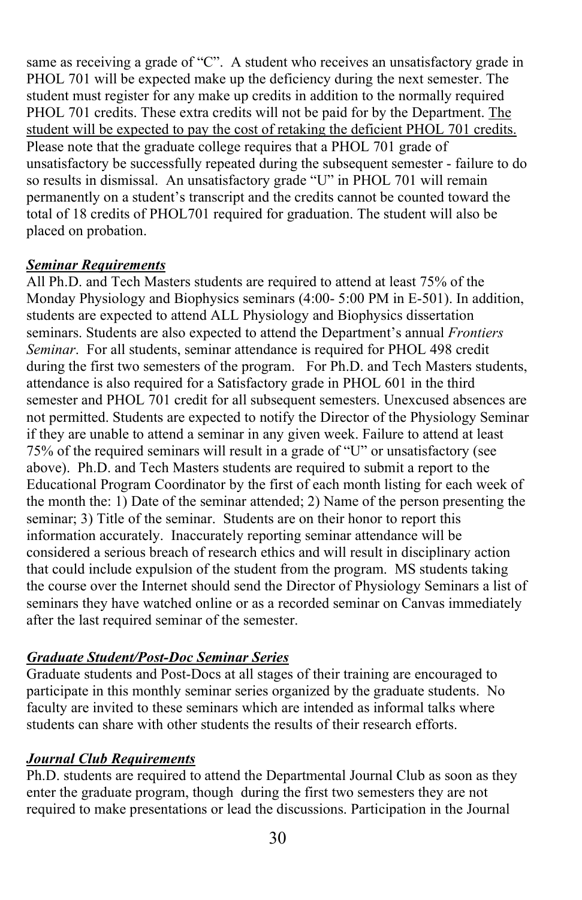same as receiving a grade of "C". A student who receives an unsatisfactory grade in PHOL 701 will be expected make up the deficiency during the next semester. The student must register for any make up credits in addition to the normally required PHOL 701 credits. These extra credits will not be paid for by the Department. The student will be expected to pay the cost of retaking the deficient PHOL 701 credits. Please note that the graduate college requires that a PHOL 701 grade of unsatisfactory be successfully repeated during the subsequent semester - failure to do so results in dismissal. An unsatisfactory grade "U" in PHOL 701 will remain permanently on a student's transcript and the credits cannot be counted toward the total of 18 credits of PHOL701 required for graduation. The student will also be placed on probation.

***Seminar Requirements***

All Ph.D. and Tech Masters students are required to attend at least 75% of the Monday Physiology and Biophysics seminars (4:00- 5:00 PM in E-501). In addition, students are expected to attend ALL Physiology and Biophysics dissertation seminars. Students are also expected to attend the Department's annual *Frontiers Seminar*. For all students, seminar attendance is required for PHOL 498 credit during the first two semesters of the program. For Ph.D. and Tech Masters students, attendance is also required for a Satisfactory grade in PHOL 601 in the third semester and PHOL 701 credit for all subsequent semesters. Unexcused absences are not permitted. Students are expected to notify the Director of the Physiology Seminar if they are unable to attend a seminar in any given week. Failure to attend at least 75% of the required seminars will result in a grade of "U" or unsatisfactory (see above). Ph.D. and Tech Masters students are required to submit a report to the Educational Program Coordinator by the first of each month listing for each week of the month the: 1) Date of the seminar attended; 2) Name of the person presenting the seminar; 3) Title of the seminar. Students are on their honor to report this information accurately. Inaccurately reporting seminar attendance will be considered a serious breach of research ethics and will result in disciplinary action that could include expulsion of the student from the program. MS students taking the course over the Internet should send the Director of Physiology Seminars a list of seminars they have watched online or as a recorded seminar on Canvas immediately after the last required seminar of the semester.

***Graduate Student/Post-Doc Seminar Series***

Graduate students and Post-Docs at all stages of their training are encouraged to participate in this monthly seminar series organized by the graduate students. No faculty are invited to these seminars which are intended as informal talks where students can share with other students the results of their research efforts.

***Journal Club Requirements***

Ph.D. students are required to attend the Departmental Journal Club as soon as they enter the graduate program, though during the first two semesters they are not required to make presentations or lead the discussions. Participation in the Journal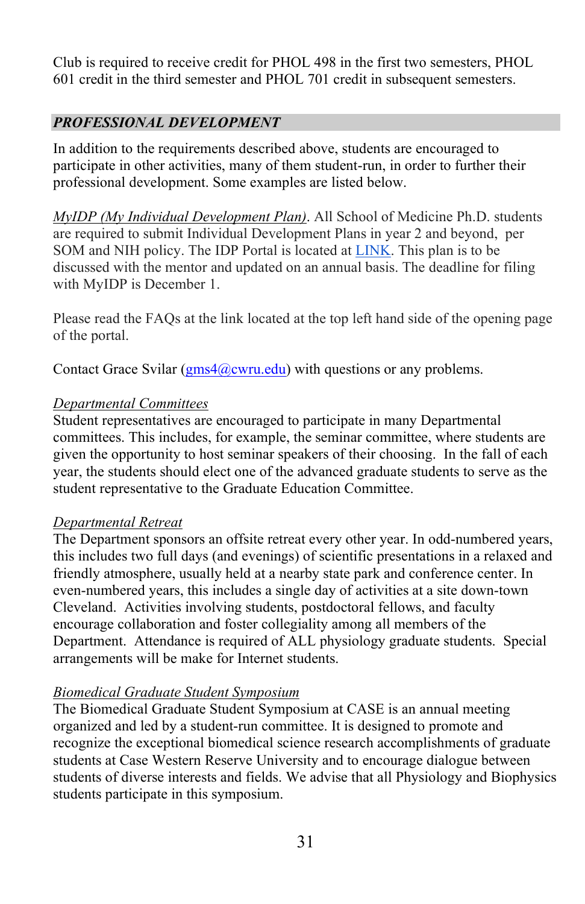Club is required to receive credit for PHOL 498 in the first two semesters, PHOL 601 credit in the third semester and PHOL 701 credit in subsequent semesters.

## *PROFESSIONAL DEVELOPMENT*

In addition to the requirements described above, students are encouraged to participate in other activities, many of them student-run, in order to further their professional development. Some examples are listed below.

*MyIDP (My Individual Development Plan)*. All School of Medicine Ph.D. students are required to submit Individual Development Plans in year 2 and beyond, per SOM and NIH policy. The IDP Portal is located at LINK. This plan is to be discussed with the mentor and updated on an annual basis. The deadline for filing with MyIDP is December 1.

Please read the FAQs at the link located at the top left hand side of the opening page of the portal.

Contact Grace Svilar (gms4@cwru.edu) with questions or any problems.

*Departmental Committees*
Student representatives are encouraged to participate in many Departmental committees. This includes, for example, the seminar committee, where students are given the opportunity to host seminar speakers of their choosing. In the fall of each year, the students should elect one of the advanced graduate students to serve as the student representative to the Graduate Education Committee.

*Departmental Retreat*
The Department sponsors an offsite retreat every other year. In odd-numbered years, this includes two full days (and evenings) of scientific presentations in a relaxed and friendly atmosphere, usually held at a nearby state park and conference center. In even-numbered years, this includes a single day of activities at a site down-town Cleveland. Activities involving students, postdoctoral fellows, and faculty encourage collaboration and foster collegiality among all members of the Department. Attendance is required of ALL physiology graduate students. Special arrangements will be make for Internet students.

*Biomedical Graduate Student Symposium*
The Biomedical Graduate Student Symposium at CASE is an annual meeting organized and led by a student-run committee. It is designed to promote and recognize the exceptional biomedical science research accomplishments of graduate students at Case Western Reserve University and to encourage dialogue between students of diverse interests and fields. We advise that all Physiology and Biophysics students participate in this symposium.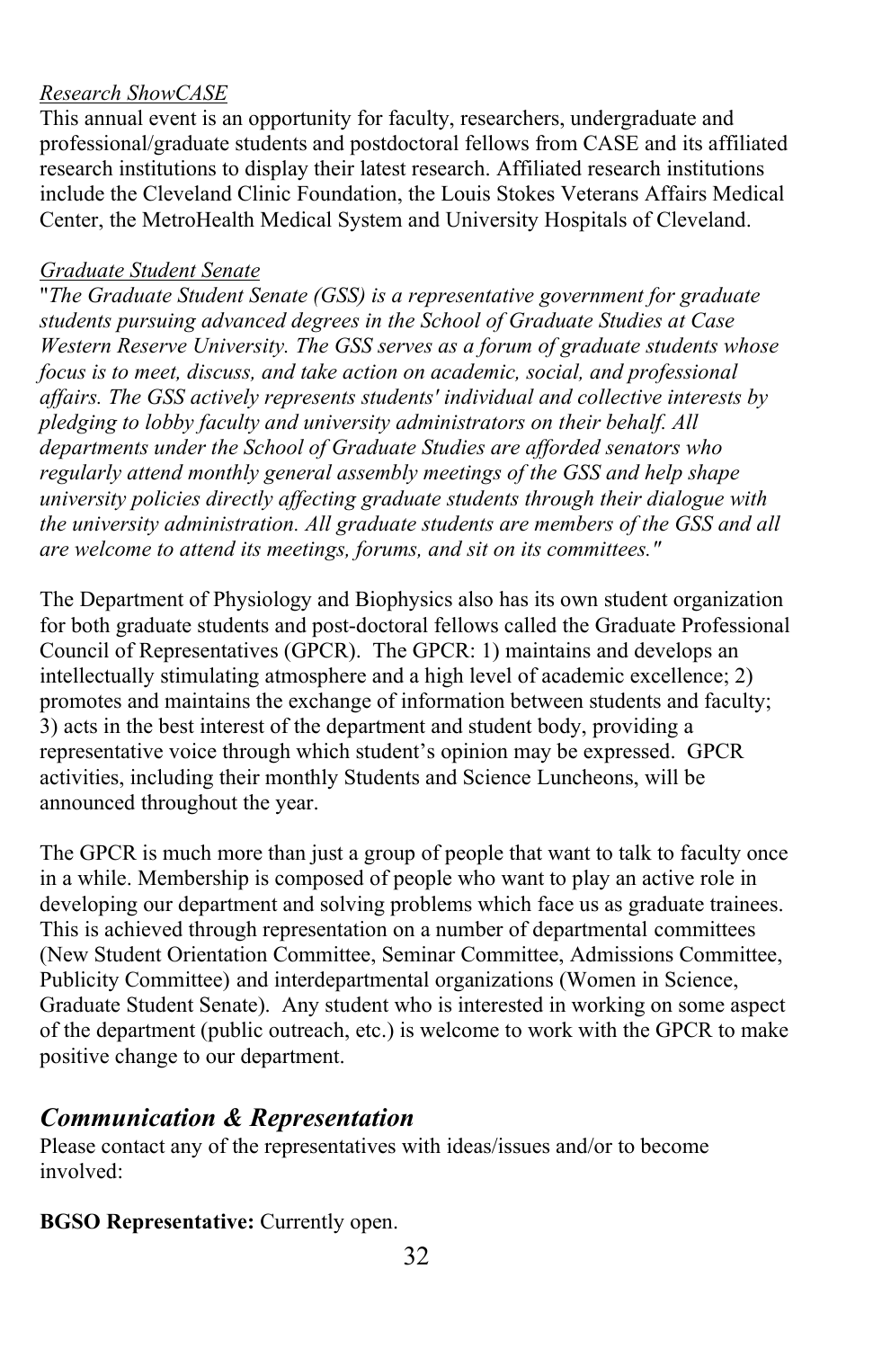<u>*Research ShowCASE*</u>

This annual event is an opportunity for faculty, researchers, undergraduate and professional/graduate students and postdoctoral fellows from CASE and its affiliated research institutions to display their latest research. Affiliated research institutions include the Cleveland Clinic Foundation, the Louis Stokes Veterans Affairs Medical Center, the MetroHealth Medical System and University Hospitals of Cleveland.

<u>*Graduate Student Senate*</u>

"*The Graduate Student Senate (GSS) is a representative government for graduate students pursuing advanced degrees in the School of Graduate Studies at Case Western Reserve University. The GSS serves as a forum of graduate students whose focus is to meet, discuss, and take action on academic, social, and professional affairs. The GSS actively represents students' individual and collective interests by pledging to lobby faculty and university administrators on their behalf. All departments under the School of Graduate Studies are afforded senators who regularly attend monthly general assembly meetings of the GSS and help shape university policies directly affecting graduate students through their dialogue with the university administration. All graduate students are members of the GSS and all are welcome to attend its meetings, forums, and sit on its committees."*

The Department of Physiology and Biophysics also has its own student organization for both graduate students and post-doctoral fellows called the Graduate Professional Council of Representatives (GPCR). The GPCR: 1) maintains and develops an intellectually stimulating atmosphere and a high level of academic excellence; 2) promotes and maintains the exchange of information between students and faculty; 3) acts in the best interest of the department and student body, providing a representative voice through which student's opinion may be expressed. GPCR activities, including their monthly Students and Science Luncheons, will be announced throughout the year.

The GPCR is much more than just a group of people that want to talk to faculty once in a while. Membership is composed of people who want to play an active role in developing our department and solving problems which face us as graduate trainees. This is achieved through representation on a number of departmental committees (New Student Orientation Committee, Seminar Committee, Admissions Committee, Publicity Committee) and interdepartmental organizations (Women in Science, Graduate Student Senate). Any student who is interested in working on some aspect of the department (public outreach, etc.) is welcome to work with the GPCR to make positive change to our department.

## *Communication & Representation*

Please contact any of the representatives with ideas/issues and/or to become involved:

**BGSO Representative:** Currently open.